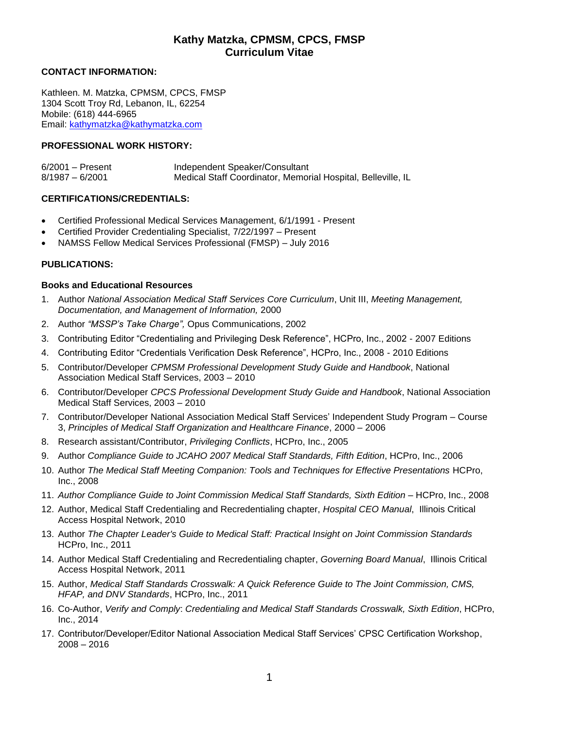# Kathy Matzka, CPMSM, CPCS, FMSP
# Curriculum Vitae

**CONTACT INFORMATION:**

Kathleen. M. Matzka, CPMSM, CPCS, FMSP
1304 Scott Troy Rd, Lebanon, IL, 62254
Mobile: (618) 444-6965
Email: kathymatzka@kathymatzka.com

**PROFESSIONAL WORK HISTORY:**

| | |
|---|---|
| 6/2001 – Present | Independent Speaker/Consultant |
| 8/1987 – 6/2001 | Medical Staff Coordinator, Memorial Hospital, Belleville, IL |

**CERTIFICATIONS/CREDENTIALS:**

- Certified Professional Medical Services Management, 6/1/1991 - Present
- Certified Provider Credentialing Specialist, 7/22/1997 – Present
- NAMSS Fellow Medical Services Professional (FMSP) – July 2016

**PUBLICATIONS:**

**Books and Educational Resources**

1. Author *National Association Medical Staff Services Core Curriculum*, Unit III, *Meeting Management, Documentation, and Management of Information,* 2000
2. Author *"MSSP's Take Charge",* Opus Communications, 2002
3. Contributing Editor "Credentialing and Privileging Desk Reference", HCPro, Inc., 2002 - 2007 Editions
4. Contributing Editor "Credentials Verification Desk Reference", HCPro, Inc., 2008 - 2010 Editions
5. Contributor/Developer *CPMSM Professional Development Study Guide and Handbook*, National Association Medical Staff Services, 2003 – 2010
6. Contributor/Developer *CPCS Professional Development Study Guide and Handbook*, National Association Medical Staff Services, 2003 – 2010
7. Contributor/Developer National Association Medical Staff Services' Independent Study Program – Course 3, *Principles of Medical Staff Organization and Healthcare Finance*, 2000 – 2006
8. Research assistant/Contributor, *Privileging Conflicts*, HCPro, Inc., 2005
9. Author *Compliance Guide to JCAHO 2007 Medical Staff Standards, Fifth Edition*, HCPro, Inc., 2006
10. Author *The Medical Staff Meeting Companion: Tools and Techniques for Effective Presentations* HCPro, Inc., 2008
11. *Author Compliance Guide to Joint Commission Medical Staff Standards, Sixth Edition* – HCPro, Inc., 2008
12. Author, Medical Staff Credentialing and Recredentialing chapter, *Hospital CEO Manual*, Illinois Critical Access Hospital Network, 2010
13. Author *The Chapter Leader's Guide to Medical Staff: Practical Insight on Joint Commission Standards* HCPro, Inc., 2011
14. Author Medical Staff Credentialing and Recredentialing chapter, *Governing Board Manual*, Illinois Critical Access Hospital Network, 2011
15. Author, *Medical Staff Standards Crosswalk: A Quick Reference Guide to The Joint Commission, CMS, HFAP, and DNV Standards*, HCPro, Inc., 2011
16. Co-Author, *Verify and Comply*: *Credentialing and Medical Staff Standards Crosswalk, Sixth Edition*, HCPro, Inc., 2014
17. Contributor/Developer/Editor National Association Medical Staff Services' CPSC Certification Workshop, 2008 – 2016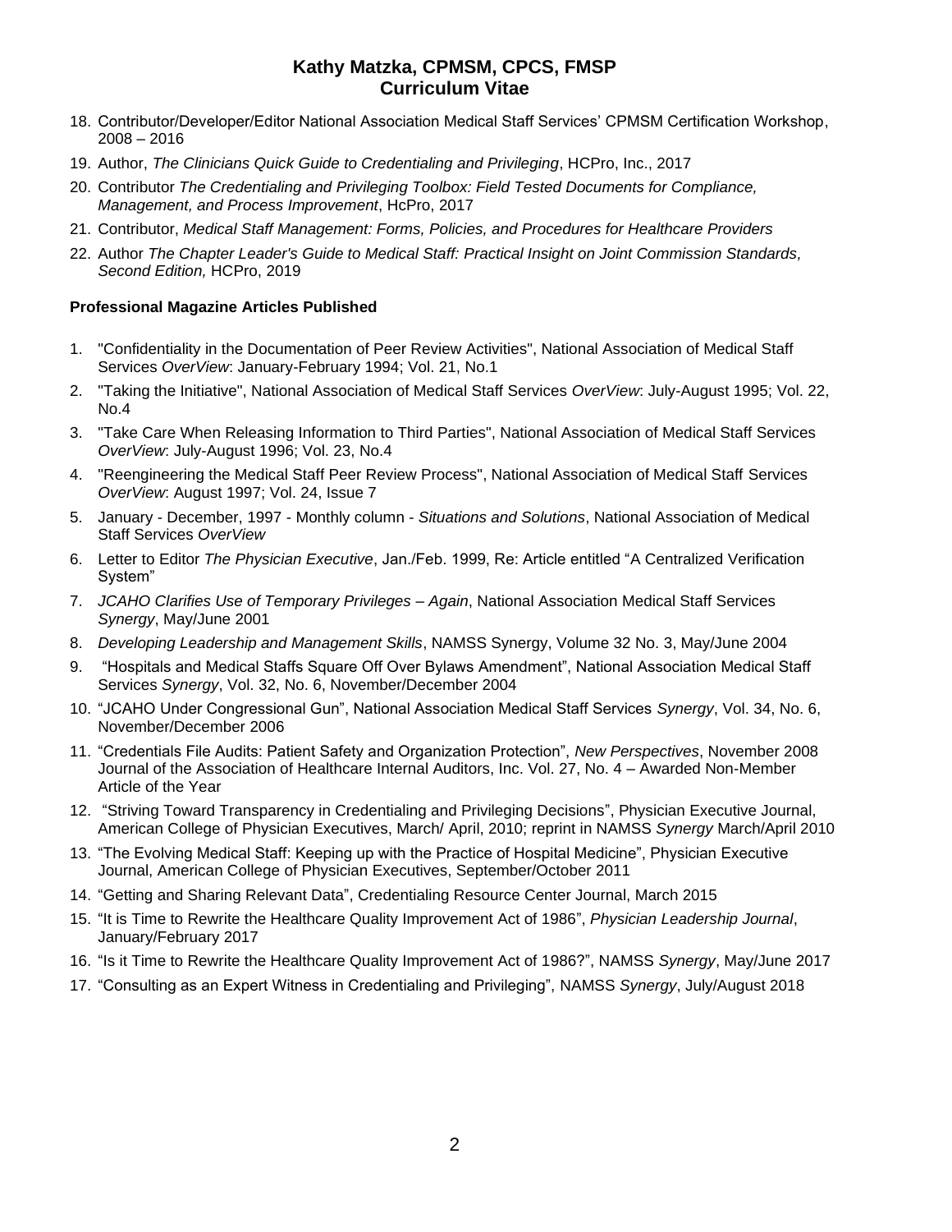18. Contributor/Developer/Editor National Association Medical Staff Services' CPMSM Certification Workshop, 2008 – 2016
19. Author, *The Clinicians Quick Guide to Credentialing and Privileging*, HCPro, Inc., 2017
20. Contributor *The Credentialing and Privileging Toolbox: Field Tested Documents for Compliance, Management, and Process Improvement*, HcPro, 2017
21. Contributor, *Medical Staff Management: Forms, Policies, and Procedures for Healthcare Providers*
22. Author *The Chapter Leader's Guide to Medical Staff: Practical Insight on Joint Commission Standards, Second Edition,* HCPro, 2019

**Professional Magazine Articles Published**

1. "Confidentiality in the Documentation of Peer Review Activities", National Association of Medical Staff Services *OverView*: January-February 1994; Vol. 21, No.1
2. "Taking the Initiative", National Association of Medical Staff Services *OverView*: July-August 1995; Vol. 22, No.4
3. "Take Care When Releasing Information to Third Parties", National Association of Medical Staff Services *OverView*: July-August 1996; Vol. 23, No.4
4. "Reengineering the Medical Staff Peer Review Process", National Association of Medical Staff Services *OverView*: August 1997; Vol. 24, Issue 7
5. January - December, 1997 - Monthly column - *Situations and Solutions*, National Association of Medical Staff Services *OverView*
6. Letter to Editor *The Physician Executive*, Jan./Feb. 1999, Re: Article entitled "A Centralized Verification System"
7. *JCAHO Clarifies Use of Temporary Privileges – Again*, National Association Medical Staff Services *Synergy*, May/June 2001
8. *Developing Leadership and Management Skills*, NAMSS Synergy, Volume 32 No. 3, May/June 2004
9. "Hospitals and Medical Staffs Square Off Over Bylaws Amendment", National Association Medical Staff Services *Synergy*, Vol. 32, No. 6, November/December 2004
10. "JCAHO Under Congressional Gun", National Association Medical Staff Services *Synergy*, Vol. 34, No. 6, November/December 2006
11. "Credentials File Audits: Patient Safety and Organization Protection", *New Perspectives*, November 2008 Journal of the Association of Healthcare Internal Auditors, Inc. Vol. 27, No. 4 – Awarded Non-Member Article of the Year
12. "Striving Toward Transparency in Credentialing and Privileging Decisions", Physician Executive Journal, American College of Physician Executives, March/ April, 2010; reprint in NAMSS *Synergy* March/April 2010
13. "The Evolving Medical Staff: Keeping up with the Practice of Hospital Medicine", Physician Executive Journal, American College of Physician Executives, September/October 2011
14. "Getting and Sharing Relevant Data", Credentialing Resource Center Journal, March 2015
15. "It is Time to Rewrite the Healthcare Quality Improvement Act of 1986", *Physician Leadership Journal*, January/February 2017
16. "Is it Time to Rewrite the Healthcare Quality Improvement Act of 1986?", NAMSS *Synergy*, May/June 2017
17. "Consulting as an Expert Witness in Credentialing and Privileging", NAMSS *Synergy*, July/August 2018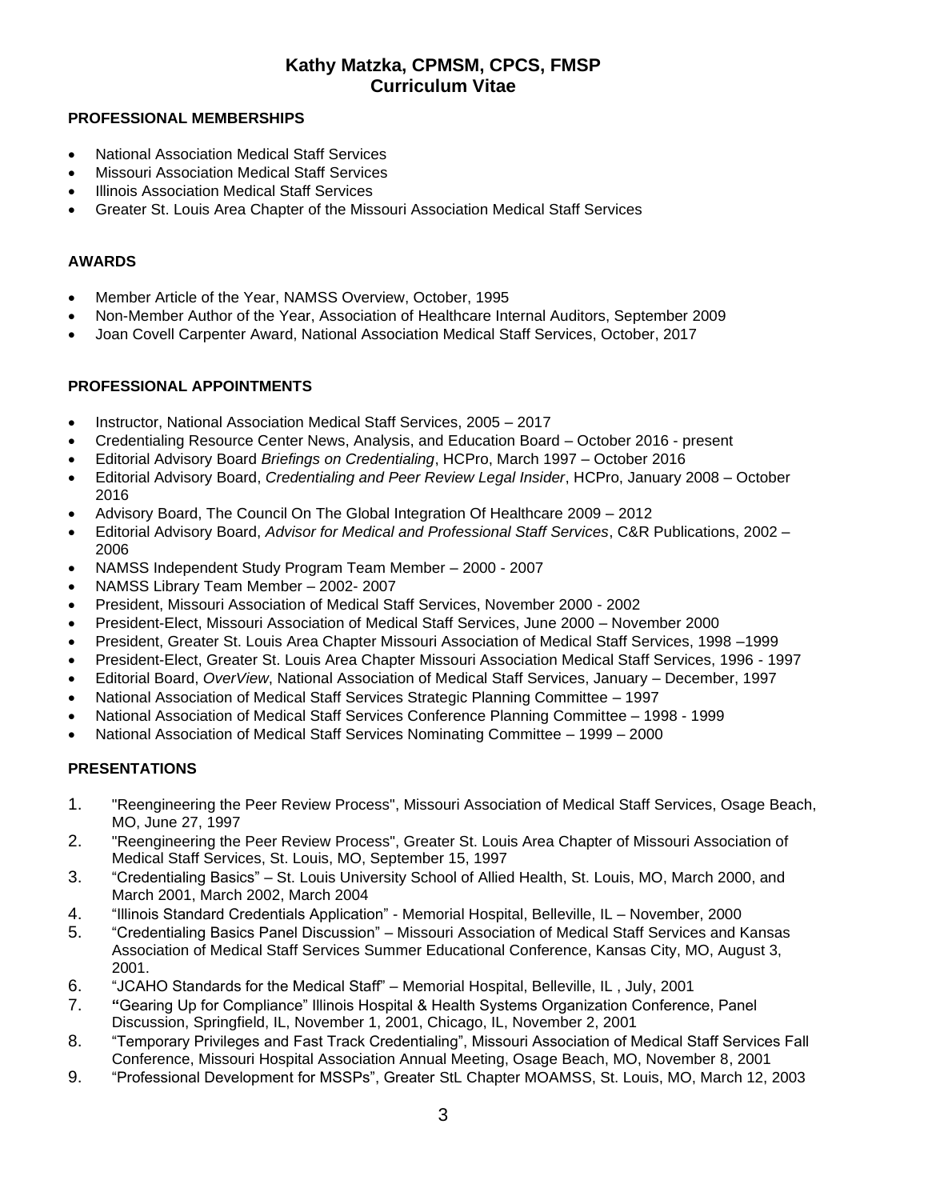# Kathy Matzka, CPMSM, CPCS, FMSP
# Curriculum Vitae

## PROFESSIONAL MEMBERSHIPS

- National Association Medical Staff Services
- Missouri Association Medical Staff Services
- Illinois Association Medical Staff Services
- Greater St. Louis Area Chapter of the Missouri Association Medical Staff Services

## AWARDS

- Member Article of the Year, NAMSS Overview, October, 1995
- Non-Member Author of the Year, Association of Healthcare Internal Auditors, September 2009
- Joan Covell Carpenter Award, National Association Medical Staff Services, October, 2017

## PROFESSIONAL APPOINTMENTS

- Instructor, National Association Medical Staff Services, 2005 – 2017
- Credentialing Resource Center News, Analysis, and Education Board – October 2016 - present
- Editorial Advisory Board *Briefings on Credentialing*, HCPro, March 1997 – October 2016
- Editorial Advisory Board, *Credentialing and Peer Review Legal Insider*, HCPro, January 2008 – October 2016
- Advisory Board, The Council On The Global Integration Of Healthcare 2009 – 2012
- Editorial Advisory Board, *Advisor for Medical and Professional Staff Services*, C&R Publications, 2002 – 2006
- NAMSS Independent Study Program Team Member – 2000 - 2007
- NAMSS Library Team Member – 2002- 2007
- President, Missouri Association of Medical Staff Services, November 2000 - 2002
- President-Elect, Missouri Association of Medical Staff Services, June 2000 – November 2000
- President, Greater St. Louis Area Chapter Missouri Association of Medical Staff Services, 1998 –1999
- President-Elect, Greater St. Louis Area Chapter Missouri Association Medical Staff Services, 1996 - 1997
- Editorial Board, *OverView*, National Association of Medical Staff Services, January – December, 1997
- National Association of Medical Staff Services Strategic Planning Committee – 1997
- National Association of Medical Staff Services Conference Planning Committee – 1998 - 1999
- National Association of Medical Staff Services Nominating Committee – 1999 – 2000

## PRESENTATIONS

1. "Reengineering the Peer Review Process", Missouri Association of Medical Staff Services, Osage Beach, MO, June 27, 1997
2. "Reengineering the Peer Review Process", Greater St. Louis Area Chapter of Missouri Association of Medical Staff Services, St. Louis, MO, September 15, 1997
3. "Credentialing Basics" – St. Louis University School of Allied Health, St. Louis, MO, March 2000, and March 2001, March 2002, March 2004
4. "Illinois Standard Credentials Application" - Memorial Hospital, Belleville, IL – November, 2000
5. "Credentialing Basics Panel Discussion" – Missouri Association of Medical Staff Services and Kansas Association of Medical Staff Services Summer Educational Conference, Kansas City, MO, August 3, 2001.
6. "JCAHO Standards for the Medical Staff" – Memorial Hospital, Belleville, IL , July, 2001
7. **"**Gearing Up for Compliance" Illinois Hospital & Health Systems Organization Conference, Panel Discussion, Springfield, IL, November 1, 2001, Chicago, IL, November 2, 2001
8. "Temporary Privileges and Fast Track Credentialing", Missouri Association of Medical Staff Services Fall Conference, Missouri Hospital Association Annual Meeting, Osage Beach, MO, November 8, 2001
9. "Professional Development for MSSPs", Greater StL Chapter MOAMSS, St. Louis, MO, March 12, 2003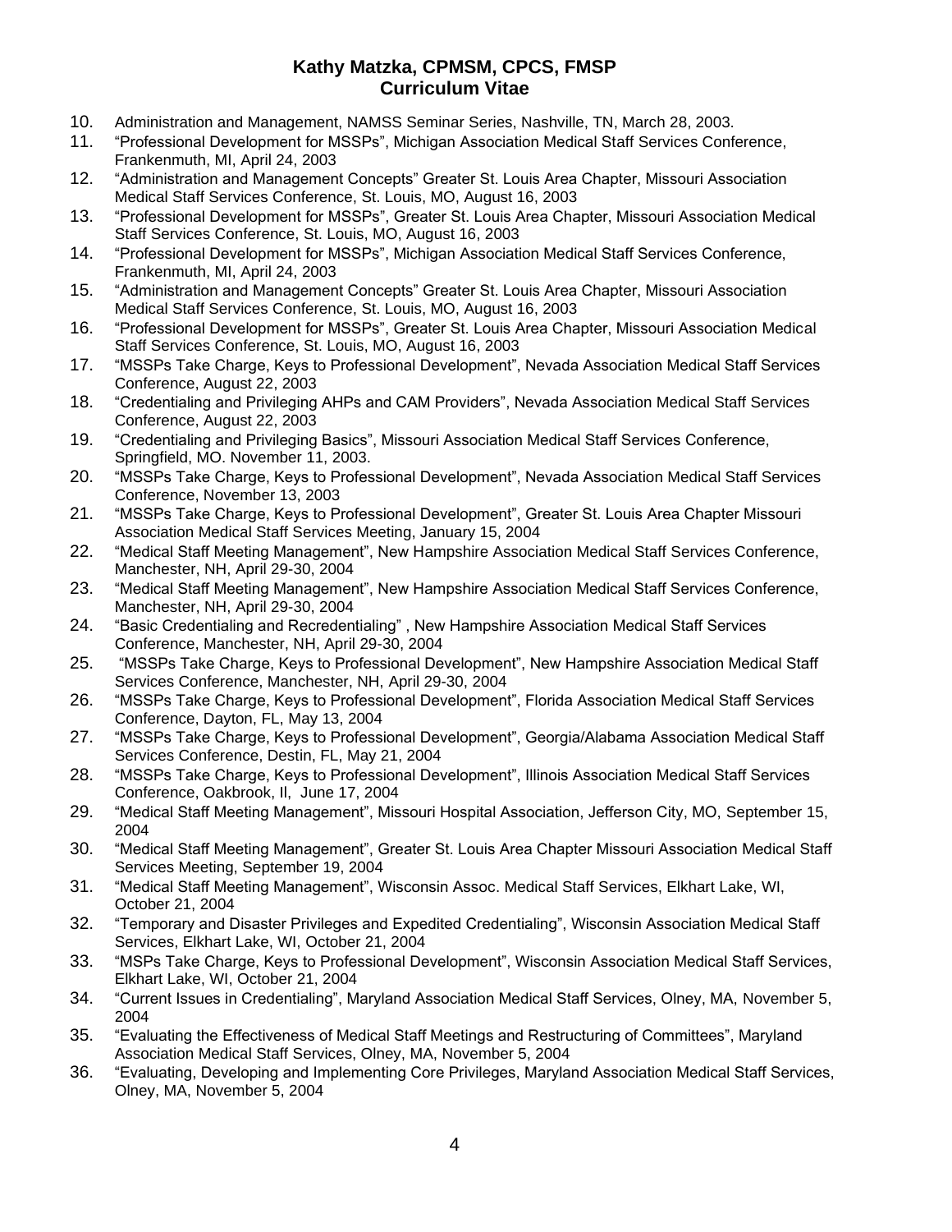10. Administration and Management, NAMSS Seminar Series, Nashville, TN, March 28, 2003.
11. “Professional Development for MSSPs”, Michigan Association Medical Staff Services Conference, Frankenmuth, MI, April 24, 2003
12. “Administration and Management Concepts” Greater St. Louis Area Chapter, Missouri Association Medical Staff Services Conference, St. Louis, MO, August 16, 2003
13. “Professional Development for MSSPs”, Greater St. Louis Area Chapter, Missouri Association Medical Staff Services Conference, St. Louis, MO, August 16, 2003
14. “Professional Development for MSSPs”, Michigan Association Medical Staff Services Conference, Frankenmuth, MI, April 24, 2003
15. “Administration and Management Concepts” Greater St. Louis Area Chapter, Missouri Association Medical Staff Services Conference, St. Louis, MO, August 16, 2003
16. “Professional Development for MSSPs”, Greater St. Louis Area Chapter, Missouri Association Medical Staff Services Conference, St. Louis, MO, August 16, 2003
17. “MSSPs Take Charge, Keys to Professional Development”, Nevada Association Medical Staff Services Conference, August 22, 2003
18. “Credentialing and Privileging AHPs and CAM Providers”, Nevada Association Medical Staff Services Conference, August 22, 2003
19. “Credentialing and Privileging Basics”, Missouri Association Medical Staff Services Conference, Springfield, MO. November 11, 2003.
20. “MSSPs Take Charge, Keys to Professional Development”, Nevada Association Medical Staff Services Conference, November 13, 2003
21. “MSSPs Take Charge, Keys to Professional Development”, Greater St. Louis Area Chapter Missouri Association Medical Staff Services Meeting, January 15, 2004
22. “Medical Staff Meeting Management”, New Hampshire Association Medical Staff Services Conference, Manchester, NH, April 29-30, 2004
23. “Medical Staff Meeting Management”, New Hampshire Association Medical Staff Services Conference, Manchester, NH, April 29-30, 2004
24. “Basic Credentialing and Recredentialing” , New Hampshire Association Medical Staff Services Conference, Manchester, NH, April 29-30, 2004
25. “MSSPs Take Charge, Keys to Professional Development”, New Hampshire Association Medical Staff Services Conference, Manchester, NH, April 29-30, 2004
26. “MSSPs Take Charge, Keys to Professional Development”, Florida Association Medical Staff Services Conference, Dayton, FL, May 13, 2004
27. “MSSPs Take Charge, Keys to Professional Development”, Georgia/Alabama Association Medical Staff Services Conference, Destin, FL, May 21, 2004
28. “MSSPs Take Charge, Keys to Professional Development”, Illinois Association Medical Staff Services Conference, Oakbrook, Il, June 17, 2004
29. “Medical Staff Meeting Management”, Missouri Hospital Association, Jefferson City, MO, September 15, 2004
30. “Medical Staff Meeting Management”, Greater St. Louis Area Chapter Missouri Association Medical Staff Services Meeting, September 19, 2004
31. “Medical Staff Meeting Management”, Wisconsin Assoc. Medical Staff Services, Elkhart Lake, WI, October 21, 2004
32. “Temporary and Disaster Privileges and Expedited Credentialing”, Wisconsin Association Medical Staff Services, Elkhart Lake, WI, October 21, 2004
33. “MSPs Take Charge, Keys to Professional Development”, Wisconsin Association Medical Staff Services, Elkhart Lake, WI, October 21, 2004
34. “Current Issues in Credentialing”, Maryland Association Medical Staff Services, Olney, MA, November 5, 2004
35. “Evaluating the Effectiveness of Medical Staff Meetings and Restructuring of Committees”, Maryland Association Medical Staff Services, Olney, MA, November 5, 2004
36. “Evaluating, Developing and Implementing Core Privileges, Maryland Association Medical Staff Services, Olney, MA, November 5, 2004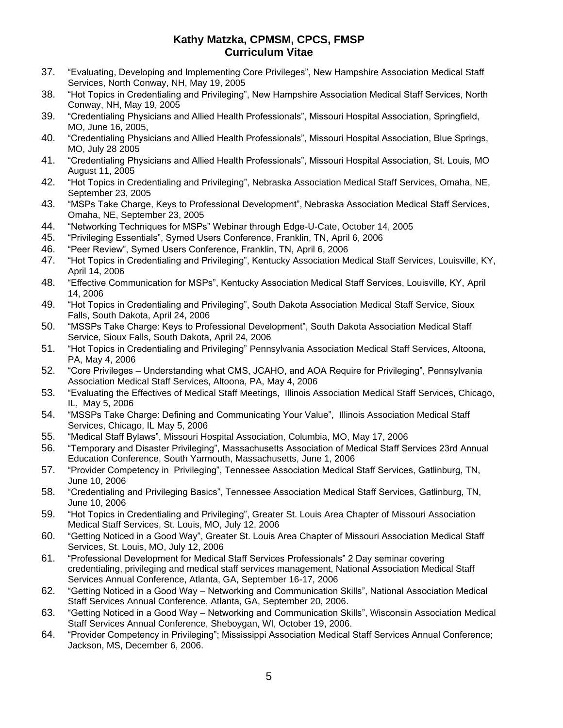37. "Evaluating, Developing and Implementing Core Privileges", New Hampshire Association Medical Staff Services, North Conway, NH, May 19, 2005
38. "Hot Topics in Credentialing and Privileging", New Hampshire Association Medical Staff Services, North Conway, NH, May 19, 2005
39. "Credentialing Physicians and Allied Health Professionals", Missouri Hospital Association, Springfield, MO, June 16, 2005,
40. "Credentialing Physicians and Allied Health Professionals", Missouri Hospital Association, Blue Springs, MO, July 28 2005
41. "Credentialing Physicians and Allied Health Professionals", Missouri Hospital Association, St. Louis, MO August 11, 2005
42. "Hot Topics in Credentialing and Privileging", Nebraska Association Medical Staff Services, Omaha, NE, September 23, 2005
43. "MSPs Take Charge, Keys to Professional Development", Nebraska Association Medical Staff Services, Omaha, NE, September 23, 2005
44. "Networking Techniques for MSPs" Webinar through Edge-U-Cate, October 14, 2005
45. "Privileging Essentials", Symed Users Conference, Franklin, TN, April 6, 2006
46. "Peer Review", Symed Users Conference, Franklin, TN, April 6, 2006
47. "Hot Topics in Credentialing and Privileging", Kentucky Association Medical Staff Services, Louisville, KY, April 14, 2006
48. "Effective Communication for MSPs", Kentucky Association Medical Staff Services, Louisville, KY, April 14, 2006
49. "Hot Topics in Credentialing and Privileging", South Dakota Association Medical Staff Service, Sioux Falls, South Dakota, April 24, 2006
50. "MSSPs Take Charge: Keys to Professional Development", South Dakota Association Medical Staff Service, Sioux Falls, South Dakota, April 24, 2006
51. "Hot Topics in Credentialing and Privileging" Pennsylvania Association Medical Staff Services, Altoona, PA, May 4, 2006
52. "Core Privileges – Understanding what CMS, JCAHO, and AOA Require for Privileging", Pennsylvania Association Medical Staff Services, Altoona, PA, May 4, 2006
53. "Evaluating the Effectives of Medical Staff Meetings, Illinois Association Medical Staff Services, Chicago, IL, May 5, 2006
54. "MSSPs Take Charge: Defining and Communicating Your Value", Illinois Association Medical Staff Services, Chicago, IL May 5, 2006
55. "Medical Staff Bylaws", Missouri Hospital Association, Columbia, MO, May 17, 2006
56. "Temporary and Disaster Privileging", Massachusetts Association of Medical Staff Services 23rd Annual Education Conference, South Yarmouth, Massachusetts, June 1, 2006
57. "Provider Competency in Privileging", Tennessee Association Medical Staff Services, Gatlinburg, TN, June 10, 2006
58. "Credentialing and Privileging Basics", Tennessee Association Medical Staff Services, Gatlinburg, TN, June 10, 2006
59. "Hot Topics in Credentialing and Privileging", Greater St. Louis Area Chapter of Missouri Association Medical Staff Services, St. Louis, MO, July 12, 2006
60. "Getting Noticed in a Good Way", Greater St. Louis Area Chapter of Missouri Association Medical Staff Services, St. Louis, MO, July 12, 2006
61. "Professional Development for Medical Staff Services Professionals" 2 Day seminar covering credentialing, privileging and medical staff services management, National Association Medical Staff Services Annual Conference, Atlanta, GA, September 16-17, 2006
62. "Getting Noticed in a Good Way – Networking and Communication Skills", National Association Medical Staff Services Annual Conference, Atlanta, GA, September 20, 2006.
63. "Getting Noticed in a Good Way – Networking and Communication Skills", Wisconsin Association Medical Staff Services Annual Conference, Sheboygan, WI, October 19, 2006.
64. "Provider Competency in Privileging"; Mississippi Association Medical Staff Services Annual Conference; Jackson, MS, December 6, 2006.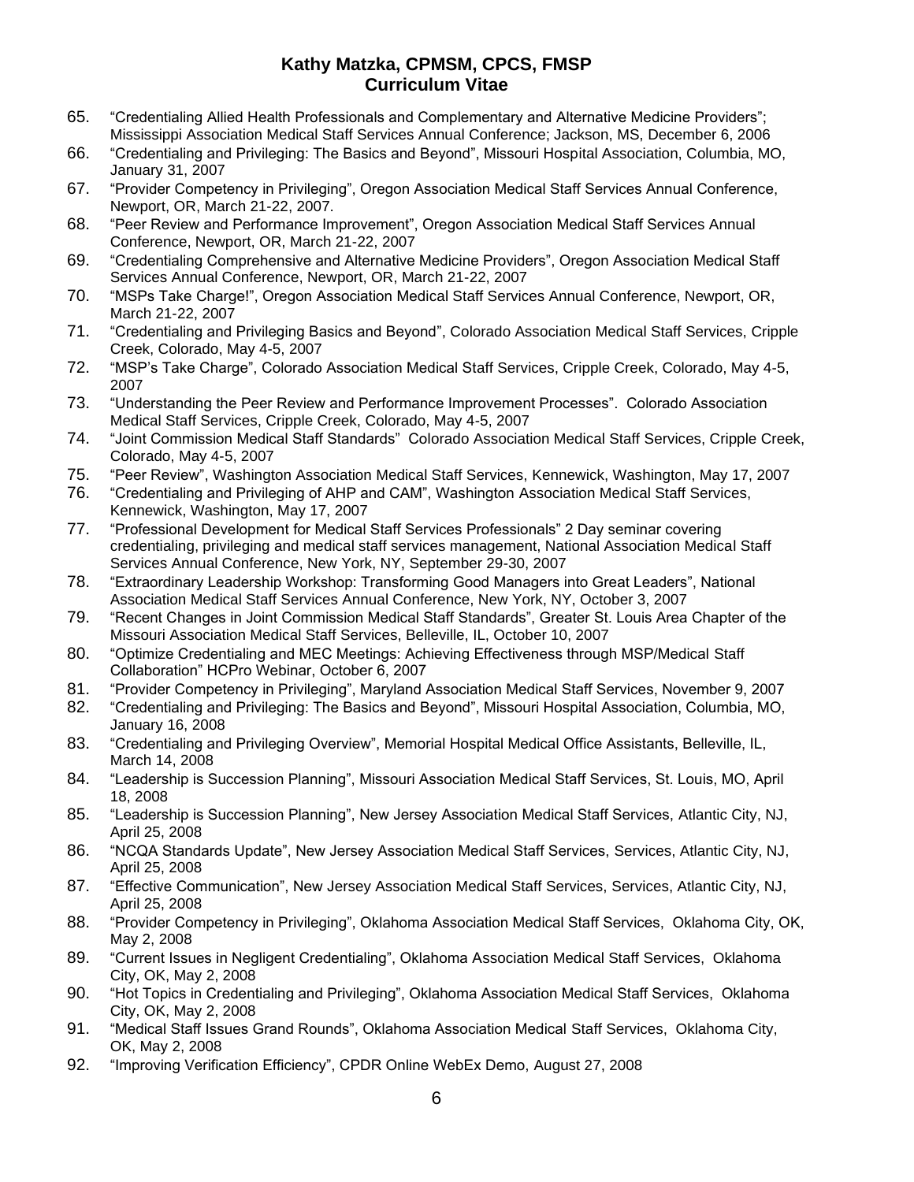65. "Credentialing Allied Health Professionals and Complementary and Alternative Medicine Providers"; Mississippi Association Medical Staff Services Annual Conference; Jackson, MS, December 6, 2006
66. "Credentialing and Privileging: The Basics and Beyond", Missouri Hospital Association, Columbia, MO, January 31, 2007
67. "Provider Competency in Privileging", Oregon Association Medical Staff Services Annual Conference, Newport, OR, March 21-22, 2007.
68. "Peer Review and Performance Improvement", Oregon Association Medical Staff Services Annual Conference, Newport, OR, March 21-22, 2007
69. "Credentialing Comprehensive and Alternative Medicine Providers", Oregon Association Medical Staff Services Annual Conference, Newport, OR, March 21-22, 2007
70. "MSPs Take Charge!", Oregon Association Medical Staff Services Annual Conference, Newport, OR, March 21-22, 2007
71. "Credentialing and Privileging Basics and Beyond", Colorado Association Medical Staff Services, Cripple Creek, Colorado, May 4-5, 2007
72. "MSP's Take Charge", Colorado Association Medical Staff Services, Cripple Creek, Colorado, May 4-5, 2007
73. "Understanding the Peer Review and Performance Improvement Processes". Colorado Association Medical Staff Services, Cripple Creek, Colorado, May 4-5, 2007
74. "Joint Commission Medical Staff Standards" Colorado Association Medical Staff Services, Cripple Creek, Colorado, May 4-5, 2007
75. "Peer Review", Washington Association Medical Staff Services, Kennewick, Washington, May 17, 2007
76. "Credentialing and Privileging of AHP and CAM", Washington Association Medical Staff Services, Kennewick, Washington, May 17, 2007
77. "Professional Development for Medical Staff Services Professionals" 2 Day seminar covering credentialing, privileging and medical staff services management, National Association Medical Staff Services Annual Conference, New York, NY, September 29-30, 2007
78. "Extraordinary Leadership Workshop: Transforming Good Managers into Great Leaders", National Association Medical Staff Services Annual Conference, New York, NY, October 3, 2007
79. "Recent Changes in Joint Commission Medical Staff Standards", Greater St. Louis Area Chapter of the Missouri Association Medical Staff Services, Belleville, IL, October 10, 2007
80. "Optimize Credentialing and MEC Meetings: Achieving Effectiveness through MSP/Medical Staff Collaboration" HCPro Webinar, October 6, 2007
81. "Provider Competency in Privileging", Maryland Association Medical Staff Services, November 9, 2007
82. "Credentialing and Privileging: The Basics and Beyond", Missouri Hospital Association, Columbia, MO, January 16, 2008
83. "Credentialing and Privileging Overview", Memorial Hospital Medical Office Assistants, Belleville, IL, March 14, 2008
84. "Leadership is Succession Planning", Missouri Association Medical Staff Services, St. Louis, MO, April 18, 2008
85. "Leadership is Succession Planning", New Jersey Association Medical Staff Services, Atlantic City, NJ, April 25, 2008
86. "NCQA Standards Update", New Jersey Association Medical Staff Services, Services, Atlantic City, NJ, April 25, 2008
87. "Effective Communication", New Jersey Association Medical Staff Services, Services, Atlantic City, NJ, April 25, 2008
88. "Provider Competency in Privileging", Oklahoma Association Medical Staff Services, Oklahoma City, OK, May 2, 2008
89. "Current Issues in Negligent Credentialing", Oklahoma Association Medical Staff Services, Oklahoma City, OK, May 2, 2008
90. "Hot Topics in Credentialing and Privileging", Oklahoma Association Medical Staff Services, Oklahoma City, OK, May 2, 2008
91. "Medical Staff Issues Grand Rounds", Oklahoma Association Medical Staff Services, Oklahoma City, OK, May 2, 2008
92. "Improving Verification Efficiency", CPDR Online WebEx Demo, August 27, 2008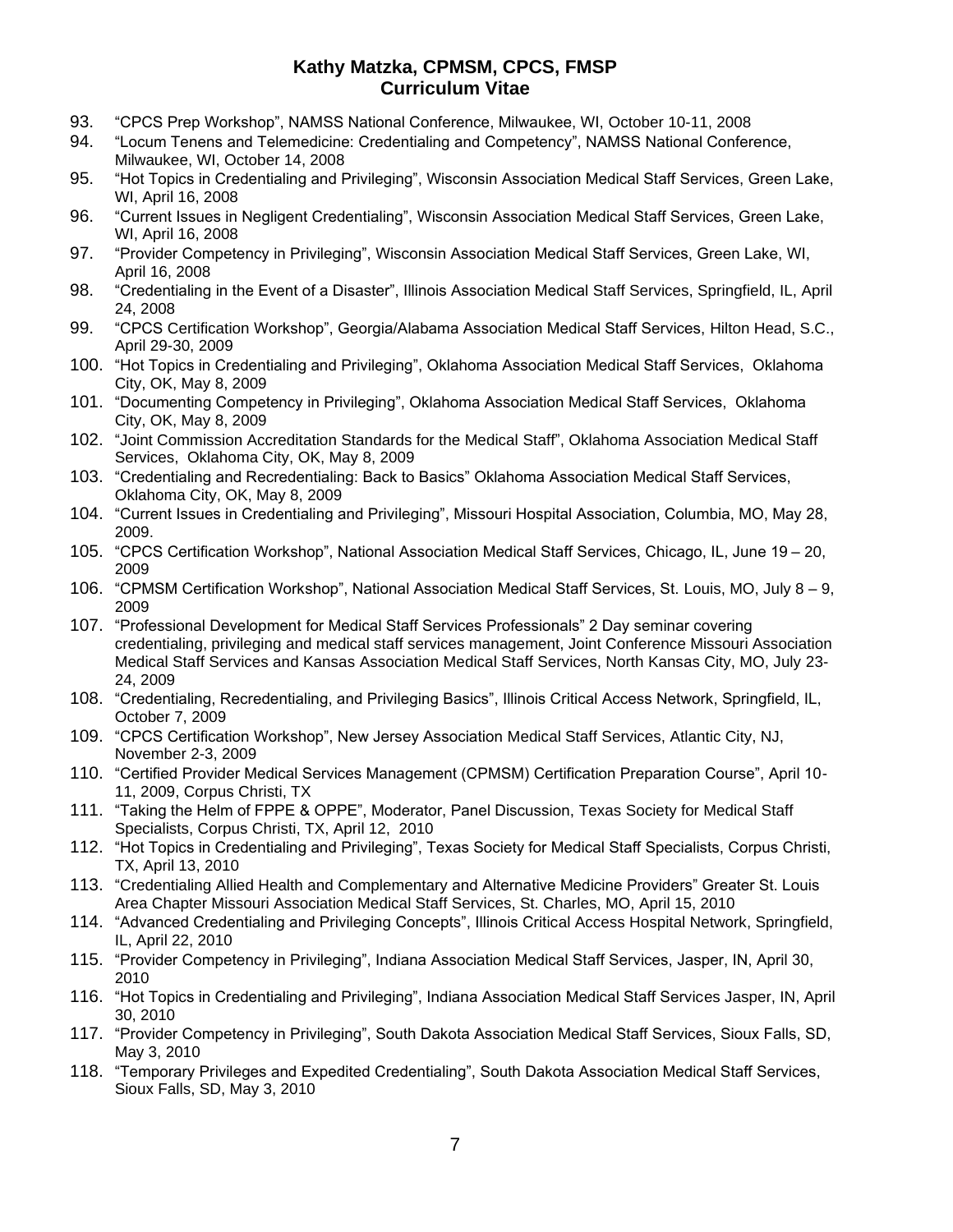93. "CPCS Prep Workshop", NAMSS National Conference, Milwaukee, WI, October 10-11, 2008
94. "Locum Tenens and Telemedicine: Credentialing and Competency", NAMSS National Conference, Milwaukee, WI, October 14, 2008
95. "Hot Topics in Credentialing and Privileging", Wisconsin Association Medical Staff Services, Green Lake, WI, April 16, 2008
96. "Current Issues in Negligent Credentialing", Wisconsin Association Medical Staff Services, Green Lake, WI, April 16, 2008
97. "Provider Competency in Privileging", Wisconsin Association Medical Staff Services, Green Lake, WI, April 16, 2008
98. "Credentialing in the Event of a Disaster", Illinois Association Medical Staff Services, Springfield, IL, April 24, 2008
99. "CPCS Certification Workshop", Georgia/Alabama Association Medical Staff Services, Hilton Head, S.C., April 29-30, 2009
100. "Hot Topics in Credentialing and Privileging", Oklahoma Association Medical Staff Services, Oklahoma City, OK, May 8, 2009
101. "Documenting Competency in Privileging", Oklahoma Association Medical Staff Services, Oklahoma City, OK, May 8, 2009
102. "Joint Commission Accreditation Standards for the Medical Staff", Oklahoma Association Medical Staff Services, Oklahoma City, OK, May 8, 2009
103. "Credentialing and Recredentialing: Back to Basics" Oklahoma Association Medical Staff Services, Oklahoma City, OK, May 8, 2009
104. "Current Issues in Credentialing and Privileging", Missouri Hospital Association, Columbia, MO, May 28, 2009.
105. "CPCS Certification Workshop", National Association Medical Staff Services, Chicago, IL, June 19 – 20, 2009
106. "CPMSM Certification Workshop", National Association Medical Staff Services, St. Louis, MO, July 8 – 9, 2009
107. "Professional Development for Medical Staff Services Professionals" 2 Day seminar covering credentialing, privileging and medical staff services management, Joint Conference Missouri Association Medical Staff Services and Kansas Association Medical Staff Services, North Kansas City, MO, July 23-24, 2009
108. "Credentialing, Recredentialing, and Privileging Basics", Illinois Critical Access Network, Springfield, IL, October 7, 2009
109. "CPCS Certification Workshop", New Jersey Association Medical Staff Services, Atlantic City, NJ, November 2-3, 2009
110. "Certified Provider Medical Services Management (CPMSM) Certification Preparation Course", April 10-11, 2009, Corpus Christi, TX
111. "Taking the Helm of FPPE & OPPE", Moderator, Panel Discussion, Texas Society for Medical Staff Specialists, Corpus Christi, TX, April 12, 2010
112. "Hot Topics in Credentialing and Privileging", Texas Society for Medical Staff Specialists, Corpus Christi, TX, April 13, 2010
113. "Credentialing Allied Health and Complementary and Alternative Medicine Providers" Greater St. Louis Area Chapter Missouri Association Medical Staff Services, St. Charles, MO, April 15, 2010
114. "Advanced Credentialing and Privileging Concepts", Illinois Critical Access Hospital Network, Springfield, IL, April 22, 2010
115. "Provider Competency in Privileging", Indiana Association Medical Staff Services, Jasper, IN, April 30, 2010
116. "Hot Topics in Credentialing and Privileging", Indiana Association Medical Staff Services Jasper, IN, April 30, 2010
117. "Provider Competency in Privileging", South Dakota Association Medical Staff Services, Sioux Falls, SD, May 3, 2010
118. "Temporary Privileges and Expedited Credentialing", South Dakota Association Medical Staff Services, Sioux Falls, SD, May 3, 2010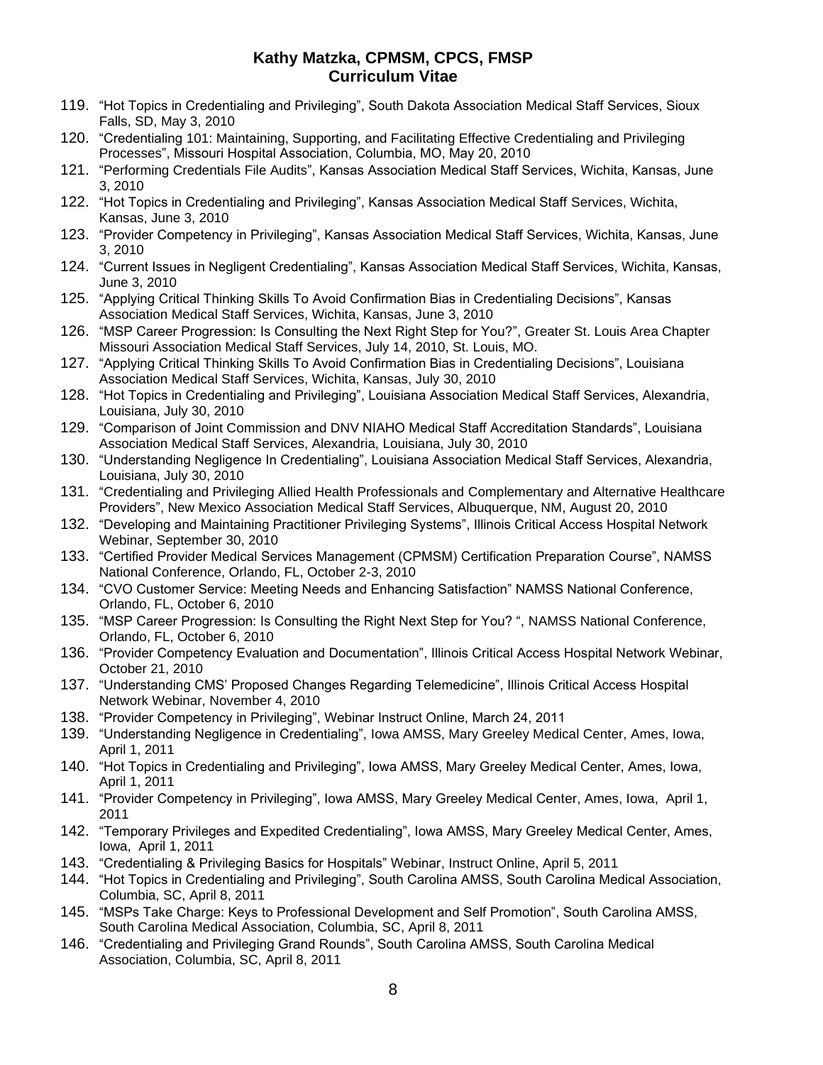119. "Hot Topics in Credentialing and Privileging", South Dakota Association Medical Staff Services, Sioux Falls, SD, May 3, 2010
120. "Credentialing 101: Maintaining, Supporting, and Facilitating Effective Credentialing and Privileging Processes", Missouri Hospital Association, Columbia, MO, May 20, 2010
121. "Performing Credentials File Audits", Kansas Association Medical Staff Services, Wichita, Kansas, June 3, 2010
122. "Hot Topics in Credentialing and Privileging", Kansas Association Medical Staff Services, Wichita, Kansas, June 3, 2010
123. "Provider Competency in Privileging", Kansas Association Medical Staff Services, Wichita, Kansas, June 3, 2010
124. "Current Issues in Negligent Credentialing", Kansas Association Medical Staff Services, Wichita, Kansas, June 3, 2010
125. "Applying Critical Thinking Skills To Avoid Confirmation Bias in Credentialing Decisions", Kansas Association Medical Staff Services, Wichita, Kansas, June 3, 2010
126. "MSP Career Progression: Is Consulting the Next Right Step for You?", Greater St. Louis Area Chapter Missouri Association Medical Staff Services, July 14, 2010, St. Louis, MO.
127. "Applying Critical Thinking Skills To Avoid Confirmation Bias in Credentialing Decisions", Louisiana Association Medical Staff Services, Wichita, Kansas, July 30, 2010
128. "Hot Topics in Credentialing and Privileging", Louisiana Association Medical Staff Services, Alexandria, Louisiana, July 30, 2010
129. "Comparison of Joint Commission and DNV NIAHO Medical Staff Accreditation Standards", Louisiana Association Medical Staff Services, Alexandria, Louisiana, July 30, 2010
130. "Understanding Negligence In Credentialing", Louisiana Association Medical Staff Services, Alexandria, Louisiana, July 30, 2010
131. "Credentialing and Privileging Allied Health Professionals and Complementary and Alternative Healthcare Providers", New Mexico Association Medical Staff Services, Albuquerque, NM, August 20, 2010
132. "Developing and Maintaining Practitioner Privileging Systems", Illinois Critical Access Hospital Network Webinar, September 30, 2010
133. "Certified Provider Medical Services Management (CPMSM) Certification Preparation Course", NAMSS National Conference, Orlando, FL, October 2-3, 2010
134. "CVO Customer Service: Meeting Needs and Enhancing Satisfaction" NAMSS National Conference, Orlando, FL, October 6, 2010
135. "MSP Career Progression: Is Consulting the Right Next Step for You? ", NAMSS National Conference, Orlando, FL, October 6, 2010
136. "Provider Competency Evaluation and Documentation", Illinois Critical Access Hospital Network Webinar, October 21, 2010
137. "Understanding CMS' Proposed Changes Regarding Telemedicine", Illinois Critical Access Hospital Network Webinar, November 4, 2010
138. "Provider Competency in Privileging", Webinar Instruct Online, March 24, 2011
139. "Understanding Negligence in Credentialing", Iowa AMSS, Mary Greeley Medical Center, Ames, Iowa, April 1, 2011
140. "Hot Topics in Credentialing and Privileging", Iowa AMSS, Mary Greeley Medical Center, Ames, Iowa, April 1, 2011
141. "Provider Competency in Privileging", Iowa AMSS, Mary Greeley Medical Center, Ames, Iowa, April 1, 2011
142. "Temporary Privileges and Expedited Credentialing", Iowa AMSS, Mary Greeley Medical Center, Ames, Iowa, April 1, 2011
143. "Credentialing & Privileging Basics for Hospitals" Webinar, Instruct Online, April 5, 2011
144. "Hot Topics in Credentialing and Privileging", South Carolina AMSS, South Carolina Medical Association, Columbia, SC, April 8, 2011
145. "MSPs Take Charge: Keys to Professional Development and Self Promotion", South Carolina AMSS, South Carolina Medical Association, Columbia, SC, April 8, 2011
146. "Credentialing and Privileging Grand Rounds", South Carolina AMSS, South Carolina Medical Association, Columbia, SC, April 8, 2011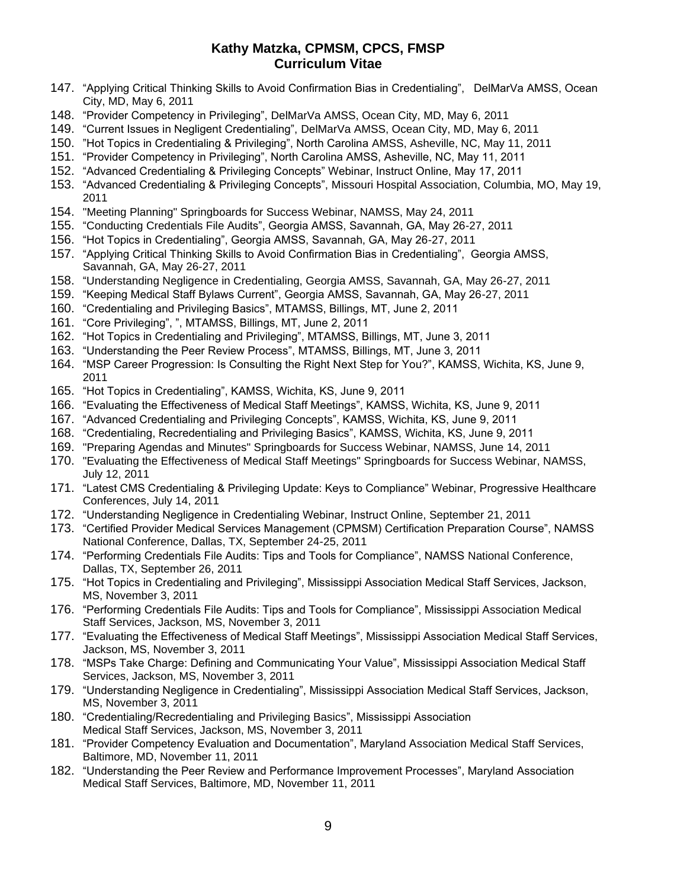147. "Applying Critical Thinking Skills to Avoid Confirmation Bias in Credentialing", DelMarVa AMSS, Ocean City, MD, May 6, 2011
148. "Provider Competency in Privileging", DelMarVa AMSS, Ocean City, MD, May 6, 2011
149. "Current Issues in Negligent Credentialing", DelMarVa AMSS, Ocean City, MD, May 6, 2011
150. "Hot Topics in Credentialing & Privileging", North Carolina AMSS, Asheville, NC, May 11, 2011
151. "Provider Competency in Privileging", North Carolina AMSS, Asheville, NC, May 11, 2011
152. "Advanced Credentialing & Privileging Concepts" Webinar, Instruct Online, May 17, 2011
153. "Advanced Credentialing & Privileging Concepts", Missouri Hospital Association, Columbia, MO, May 19, 2011
154. "Meeting Planning" Springboards for Success Webinar, NAMSS, May 24, 2011
155. "Conducting Credentials File Audits", Georgia AMSS, Savannah, GA, May 26-27, 2011
156. "Hot Topics in Credentialing", Georgia AMSS, Savannah, GA, May 26-27, 2011
157. "Applying Critical Thinking Skills to Avoid Confirmation Bias in Credentialing", Georgia AMSS, Savannah, GA, May 26-27, 2011
158. "Understanding Negligence in Credentialing, Georgia AMSS, Savannah, GA, May 26-27, 2011
159. "Keeping Medical Staff Bylaws Current", Georgia AMSS, Savannah, GA, May 26-27, 2011
160. "Credentialing and Privileging Basics", MTAMSS, Billings, MT, June 2, 2011
161. "Core Privileging", ", MTAMSS, Billings, MT, June 2, 2011
162. "Hot Topics in Credentialing and Privileging", MTAMSS, Billings, MT, June 3, 2011
163. "Understanding the Peer Review Process", MTAMSS, Billings, MT, June 3, 2011
164. "MSP Career Progression: Is Consulting the Right Next Step for You?", KAMSS, Wichita, KS, June 9, 2011
165. "Hot Topics in Credentialing", KAMSS, Wichita, KS, June 9, 2011
166. "Evaluating the Effectiveness of Medical Staff Meetings", KAMSS, Wichita, KS, June 9, 2011
167. "Advanced Credentialing and Privileging Concepts", KAMSS, Wichita, KS, June 9, 2011
168. "Credentialing, Recredentialing and Privileging Basics", KAMSS, Wichita, KS, June 9, 2011
169. "Preparing Agendas and Minutes" Springboards for Success Webinar, NAMSS, June 14, 2011
170. "Evaluating the Effectiveness of Medical Staff Meetings" Springboards for Success Webinar, NAMSS, July 12, 2011
171. "Latest CMS Credentialing & Privileging Update: Keys to Compliance" Webinar, Progressive Healthcare Conferences, July 14, 2011
172. "Understanding Negligence in Credentialing Webinar, Instruct Online, September 21, 2011
173. "Certified Provider Medical Services Management (CPMSM) Certification Preparation Course", NAMSS National Conference, Dallas, TX, September 24-25, 2011
174. "Performing Credentials File Audits: Tips and Tools for Compliance", NAMSS National Conference, Dallas, TX, September 26, 2011
175. "Hot Topics in Credentialing and Privileging", Mississippi Association Medical Staff Services, Jackson, MS, November 3, 2011
176. "Performing Credentials File Audits: Tips and Tools for Compliance", Mississippi Association Medical Staff Services, Jackson, MS, November 3, 2011
177. "Evaluating the Effectiveness of Medical Staff Meetings", Mississippi Association Medical Staff Services, Jackson, MS, November 3, 2011
178. "MSPs Take Charge: Defining and Communicating Your Value", Mississippi Association Medical Staff Services, Jackson, MS, November 3, 2011
179. "Understanding Negligence in Credentialing", Mississippi Association Medical Staff Services, Jackson, MS, November 3, 2011
180. "Credentialing/Recredentialing and Privileging Basics", Mississippi Association Medical Staff Services, Jackson, MS, November 3, 2011
181. "Provider Competency Evaluation and Documentation", Maryland Association Medical Staff Services, Baltimore, MD, November 11, 2011
182. "Understanding the Peer Review and Performance Improvement Processes", Maryland Association Medical Staff Services, Baltimore, MD, November 11, 2011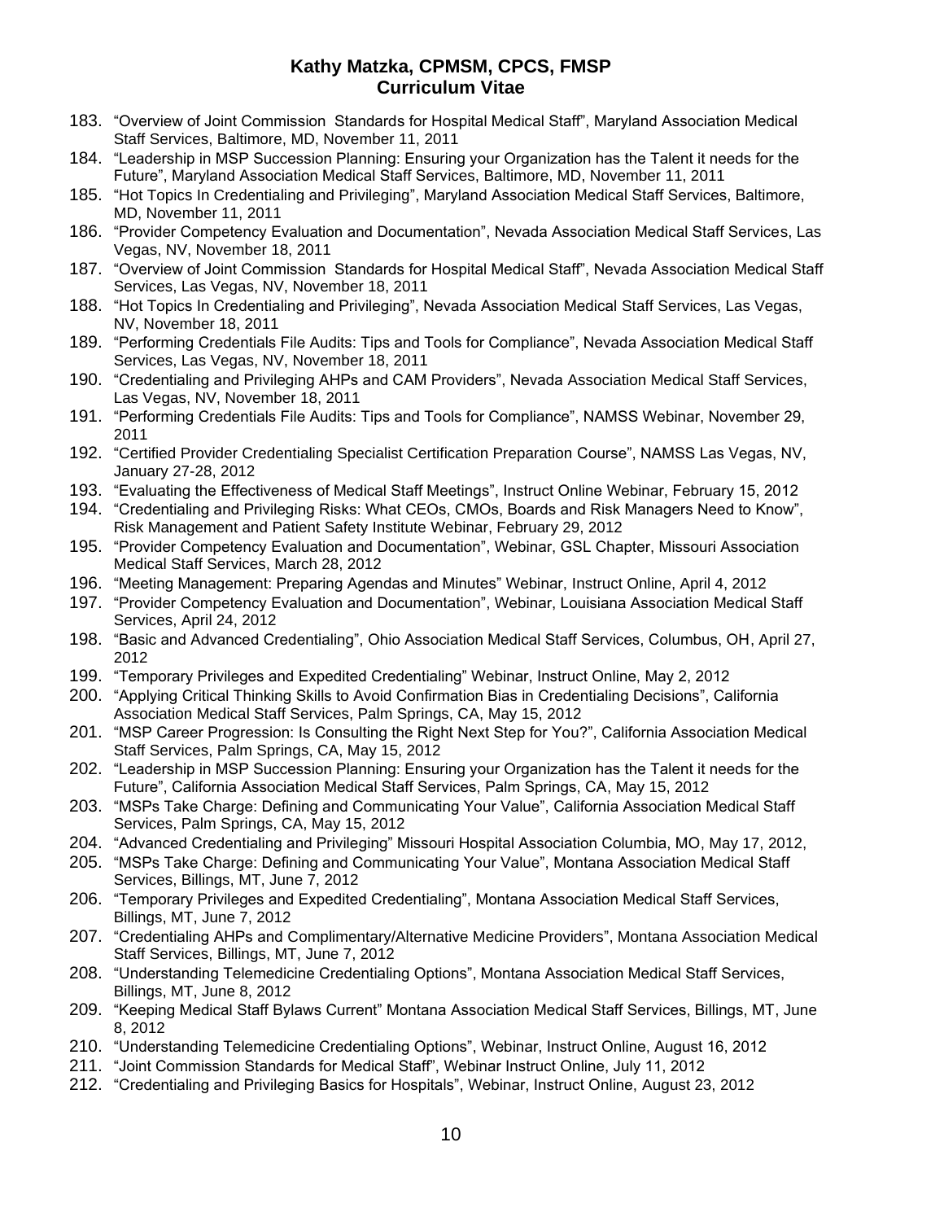183. "Overview of Joint Commission Standards for Hospital Medical Staff", Maryland Association Medical Staff Services, Baltimore, MD, November 11, 2011
184. "Leadership in MSP Succession Planning: Ensuring your Organization has the Talent it needs for the Future", Maryland Association Medical Staff Services, Baltimore, MD, November 11, 2011
185. "Hot Topics In Credentialing and Privileging", Maryland Association Medical Staff Services, Baltimore, MD, November 11, 2011
186. "Provider Competency Evaluation and Documentation", Nevada Association Medical Staff Services, Las Vegas, NV, November 18, 2011
187. "Overview of Joint Commission Standards for Hospital Medical Staff", Nevada Association Medical Staff Services, Las Vegas, NV, November 18, 2011
188. "Hot Topics In Credentialing and Privileging", Nevada Association Medical Staff Services, Las Vegas, NV, November 18, 2011
189. "Performing Credentials File Audits: Tips and Tools for Compliance", Nevada Association Medical Staff Services, Las Vegas, NV, November 18, 2011
190. "Credentialing and Privileging AHPs and CAM Providers", Nevada Association Medical Staff Services, Las Vegas, NV, November 18, 2011
191. "Performing Credentials File Audits: Tips and Tools for Compliance", NAMSS Webinar, November 29, 2011
192. "Certified Provider Credentialing Specialist Certification Preparation Course", NAMSS Las Vegas, NV, January 27-28, 2012
193. "Evaluating the Effectiveness of Medical Staff Meetings", Instruct Online Webinar, February 15, 2012
194. "Credentialing and Privileging Risks: What CEOs, CMOs, Boards and Risk Managers Need to Know", Risk Management and Patient Safety Institute Webinar, February 29, 2012
195. "Provider Competency Evaluation and Documentation", Webinar, GSL Chapter, Missouri Association Medical Staff Services, March 28, 2012
196. "Meeting Management: Preparing Agendas and Minutes" Webinar, Instruct Online, April 4, 2012
197. "Provider Competency Evaluation and Documentation", Webinar, Louisiana Association Medical Staff Services, April 24, 2012
198. "Basic and Advanced Credentialing", Ohio Association Medical Staff Services, Columbus, OH, April 27, 2012
199. "Temporary Privileges and Expedited Credentialing" Webinar, Instruct Online, May 2, 2012
200. "Applying Critical Thinking Skills to Avoid Confirmation Bias in Credentialing Decisions", California Association Medical Staff Services, Palm Springs, CA, May 15, 2012
201. "MSP Career Progression: Is Consulting the Right Next Step for You?", California Association Medical Staff Services, Palm Springs, CA, May 15, 2012
202. "Leadership in MSP Succession Planning: Ensuring your Organization has the Talent it needs for the Future", California Association Medical Staff Services, Palm Springs, CA, May 15, 2012
203. "MSPs Take Charge: Defining and Communicating Your Value", California Association Medical Staff Services, Palm Springs, CA, May 15, 2012
204. "Advanced Credentialing and Privileging" Missouri Hospital Association Columbia, MO, May 17, 2012,
205. "MSPs Take Charge: Defining and Communicating Your Value", Montana Association Medical Staff Services, Billings, MT, June 7, 2012
206. "Temporary Privileges and Expedited Credentialing", Montana Association Medical Staff Services, Billings, MT, June 7, 2012
207. "Credentialing AHPs and Complimentary/Alternative Medicine Providers", Montana Association Medical Staff Services, Billings, MT, June 7, 2012
208. "Understanding Telemedicine Credentialing Options", Montana Association Medical Staff Services, Billings, MT, June 8, 2012
209. "Keeping Medical Staff Bylaws Current" Montana Association Medical Staff Services, Billings, MT, June 8, 2012
210. "Understanding Telemedicine Credentialing Options", Webinar, Instruct Online, August 16, 2012
211. "Joint Commission Standards for Medical Staff", Webinar Instruct Online, July 11, 2012
212. "Credentialing and Privileging Basics for Hospitals", Webinar, Instruct Online, August 23, 2012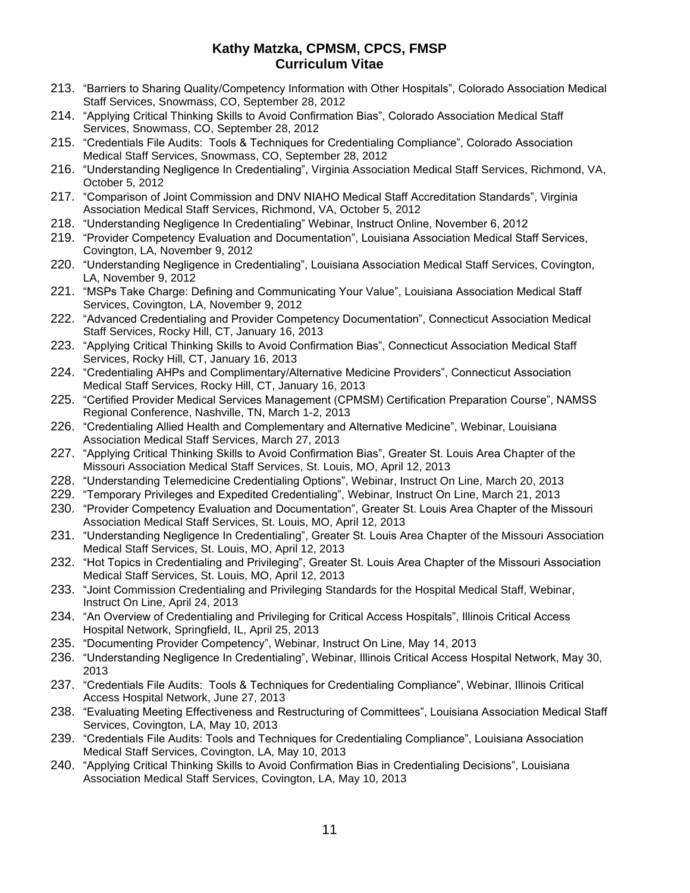213. "Barriers to Sharing Quality/Competency Information with Other Hospitals", Colorado Association Medical Staff Services, Snowmass, CO, September 28, 2012
214. "Applying Critical Thinking Skills to Avoid Confirmation Bias", Colorado Association Medical Staff Services, Snowmass, CO, September 28, 2012
215. "Credentials File Audits: Tools & Techniques for Credentialing Compliance", Colorado Association Medical Staff Services, Snowmass, CO, September 28, 2012
216. "Understanding Negligence In Credentialing", Virginia Association Medical Staff Services, Richmond, VA, October 5, 2012
217. "Comparison of Joint Commission and DNV NIAHO Medical Staff Accreditation Standards", Virginia Association Medical Staff Services, Richmond, VA, October 5, 2012
218. "Understanding Negligence In Credentialing" Webinar, Instruct Online, November 6, 2012
219. "Provider Competency Evaluation and Documentation", Louisiana Association Medical Staff Services, Covington, LA, November 9, 2012
220. "Understanding Negligence in Credentialing", Louisiana Association Medical Staff Services, Covington, LA, November 9, 2012
221. "MSPs Take Charge: Defining and Communicating Your Value", Louisiana Association Medical Staff Services, Covington, LA, November 9, 2012
222. "Advanced Credentialing and Provider Competency Documentation", Connecticut Association Medical Staff Services, Rocky Hill, CT, January 16, 2013
223. "Applying Critical Thinking Skills to Avoid Confirmation Bias", Connecticut Association Medical Staff Services, Rocky Hill, CT, January 16, 2013
224. "Credentialing AHPs and Complimentary/Alternative Medicine Providers", Connecticut Association Medical Staff Services, Rocky Hill, CT, January 16, 2013
225. "Certified Provider Medical Services Management (CPMSM) Certification Preparation Course", NAMSS Regional Conference, Nashville, TN, March 1-2, 2013
226. "Credentialing Allied Health and Complementary and Alternative Medicine", Webinar, Louisiana Association Medical Staff Services, March 27, 2013
227. "Applying Critical Thinking Skills to Avoid Confirmation Bias", Greater St. Louis Area Chapter of the Missouri Association Medical Staff Services, St. Louis, MO, April 12, 2013
228. "Understanding Telemedicine Credentialing Options", Webinar, Instruct On Line, March 20, 2013
229. "Temporary Privileges and Expedited Credentialing", Webinar, Instruct On Line, March 21, 2013
230. "Provider Competency Evaluation and Documentation", Greater St. Louis Area Chapter of the Missouri Association Medical Staff Services, St. Louis, MO, April 12, 2013
231. "Understanding Negligence In Credentialing", Greater St. Louis Area Chapter of the Missouri Association Medical Staff Services, St. Louis, MO, April 12, 2013
232. "Hot Topics in Credentialing and Privileging", Greater St. Louis Area Chapter of the Missouri Association Medical Staff Services, St. Louis, MO, April 12, 2013
233. "Joint Commission Credentialing and Privileging Standards for the Hospital Medical Staff, Webinar, Instruct On Line, April 24, 2013
234. "An Overview of Credentialing and Privileging for Critical Access Hospitals", Illinois Critical Access Hospital Network, Springfield, IL, April 25, 2013
235. "Documenting Provider Competency", Webinar, Instruct On Line, May 14, 2013
236. "Understanding Negligence In Credentialing", Webinar, Illinois Critical Access Hospital Network, May 30, 2013
237. "Credentials File Audits: Tools & Techniques for Credentialing Compliance", Webinar, Illinois Critical Access Hospital Network, June 27, 2013
238. "Evaluating Meeting Effectiveness and Restructuring of Committees", Louisiana Association Medical Staff Services, Covington, LA, May 10, 2013
239. "Credentials File Audits: Tools and Techniques for Credentialing Compliance", Louisiana Association Medical Staff Services, Covington, LA, May 10, 2013
240. "Applying Critical Thinking Skills to Avoid Confirmation Bias in Credentialing Decisions", Louisiana Association Medical Staff Services, Covington, LA, May 10, 2013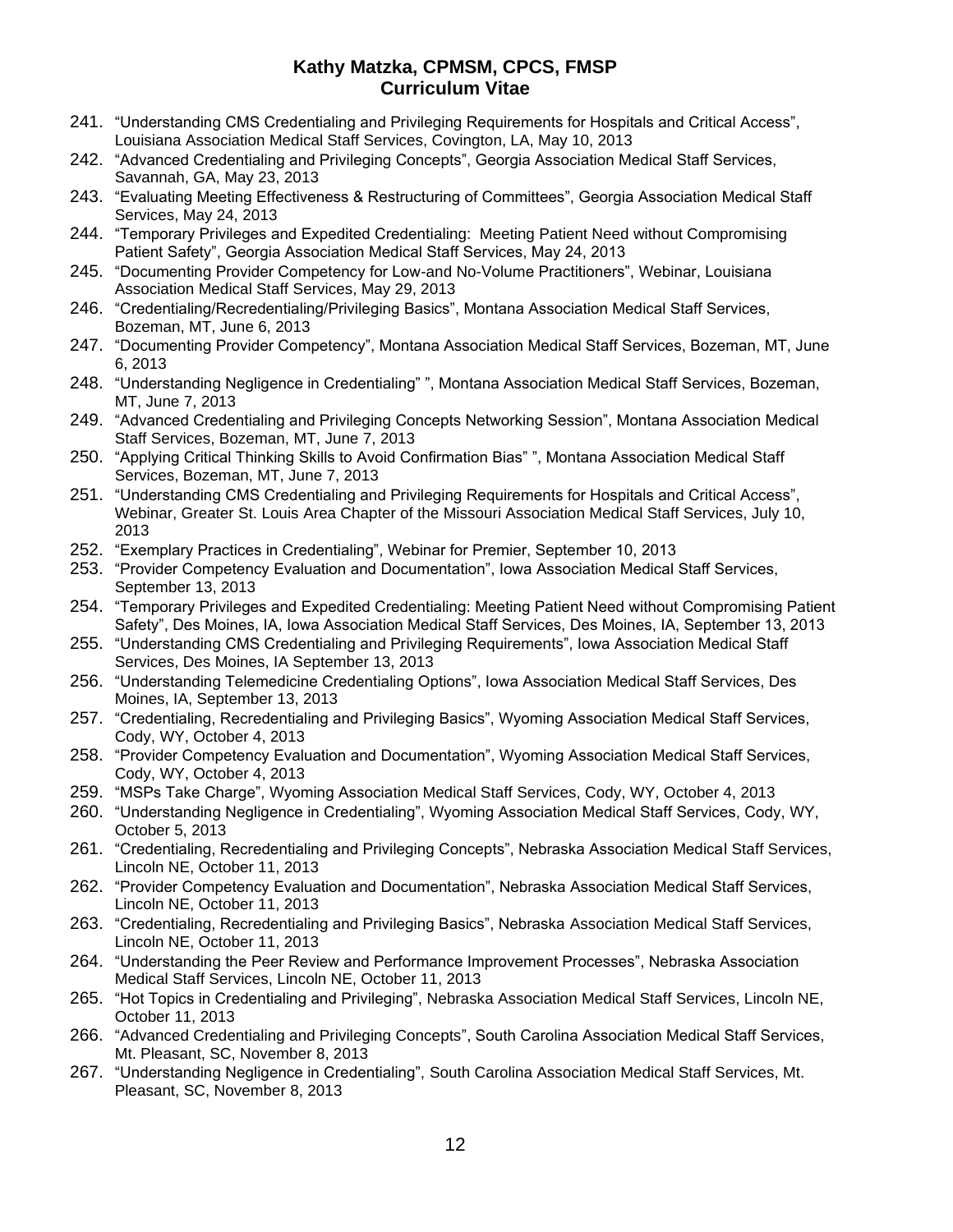241. “Understanding CMS Credentialing and Privileging Requirements for Hospitals and Critical Access”, Louisiana Association Medical Staff Services, Covington, LA, May 10, 2013
242. “Advanced Credentialing and Privileging Concepts”, Georgia Association Medical Staff Services, Savannah, GA, May 23, 2013
243. “Evaluating Meeting Effectiveness & Restructuring of Committees”, Georgia Association Medical Staff Services, May 24, 2013
244. “Temporary Privileges and Expedited Credentialing: Meeting Patient Need without Compromising Patient Safety”, Georgia Association Medical Staff Services, May 24, 2013
245. “Documenting Provider Competency for Low-and No-Volume Practitioners”, Webinar, Louisiana Association Medical Staff Services, May 29, 2013
246. “Credentialing/Recredentialing/Privileging Basics”, Montana Association Medical Staff Services, Bozeman, MT, June 6, 2013
247. “Documenting Provider Competency”, Montana Association Medical Staff Services, Bozeman, MT, June 6, 2013
248. “Understanding Negligence in Credentialing” ”, Montana Association Medical Staff Services, Bozeman, MT, June 7, 2013
249. “Advanced Credentialing and Privileging Concepts Networking Session”, Montana Association Medical Staff Services, Bozeman, MT, June 7, 2013
250. “Applying Critical Thinking Skills to Avoid Confirmation Bias” ”, Montana Association Medical Staff Services, Bozeman, MT, June 7, 2013
251. “Understanding CMS Credentialing and Privileging Requirements for Hospitals and Critical Access”, Webinar, Greater St. Louis Area Chapter of the Missouri Association Medical Staff Services, July 10, 2013
252. “Exemplary Practices in Credentialing”, Webinar for Premier, September 10, 2013
253. “Provider Competency Evaluation and Documentation”, Iowa Association Medical Staff Services, September 13, 2013
254. “Temporary Privileges and Expedited Credentialing: Meeting Patient Need without Compromising Patient Safety”, Des Moines, IA, Iowa Association Medical Staff Services, Des Moines, IA, September 13, 2013
255. “Understanding CMS Credentialing and Privileging Requirements”, Iowa Association Medical Staff Services, Des Moines, IA September 13, 2013
256. “Understanding Telemedicine Credentialing Options”, Iowa Association Medical Staff Services, Des Moines, IA, September 13, 2013
257. “Credentialing, Recredentialing and Privileging Basics”, Wyoming Association Medical Staff Services, Cody, WY, October 4, 2013
258. “Provider Competency Evaluation and Documentation”, Wyoming Association Medical Staff Services, Cody, WY, October 4, 2013
259. “MSPs Take Charge”, Wyoming Association Medical Staff Services, Cody, WY, October 4, 2013
260. “Understanding Negligence in Credentialing”, Wyoming Association Medical Staff Services, Cody, WY, October 5, 2013
261. “Credentialing, Recredentialing and Privileging Concepts”, Nebraska Association Medical Staff Services, Lincoln NE, October 11, 2013
262. “Provider Competency Evaluation and Documentation”, Nebraska Association Medical Staff Services, Lincoln NE, October 11, 2013
263. “Credentialing, Recredentialing and Privileging Basics”, Nebraska Association Medical Staff Services, Lincoln NE, October 11, 2013
264. “Understanding the Peer Review and Performance Improvement Processes”, Nebraska Association Medical Staff Services, Lincoln NE, October 11, 2013
265. “Hot Topics in Credentialing and Privileging”, Nebraska Association Medical Staff Services, Lincoln NE, October 11, 2013
266. “Advanced Credentialing and Privileging Concepts”, South Carolina Association Medical Staff Services, Mt. Pleasant, SC, November 8, 2013
267. “Understanding Negligence in Credentialing”, South Carolina Association Medical Staff Services, Mt. Pleasant, SC, November 8, 2013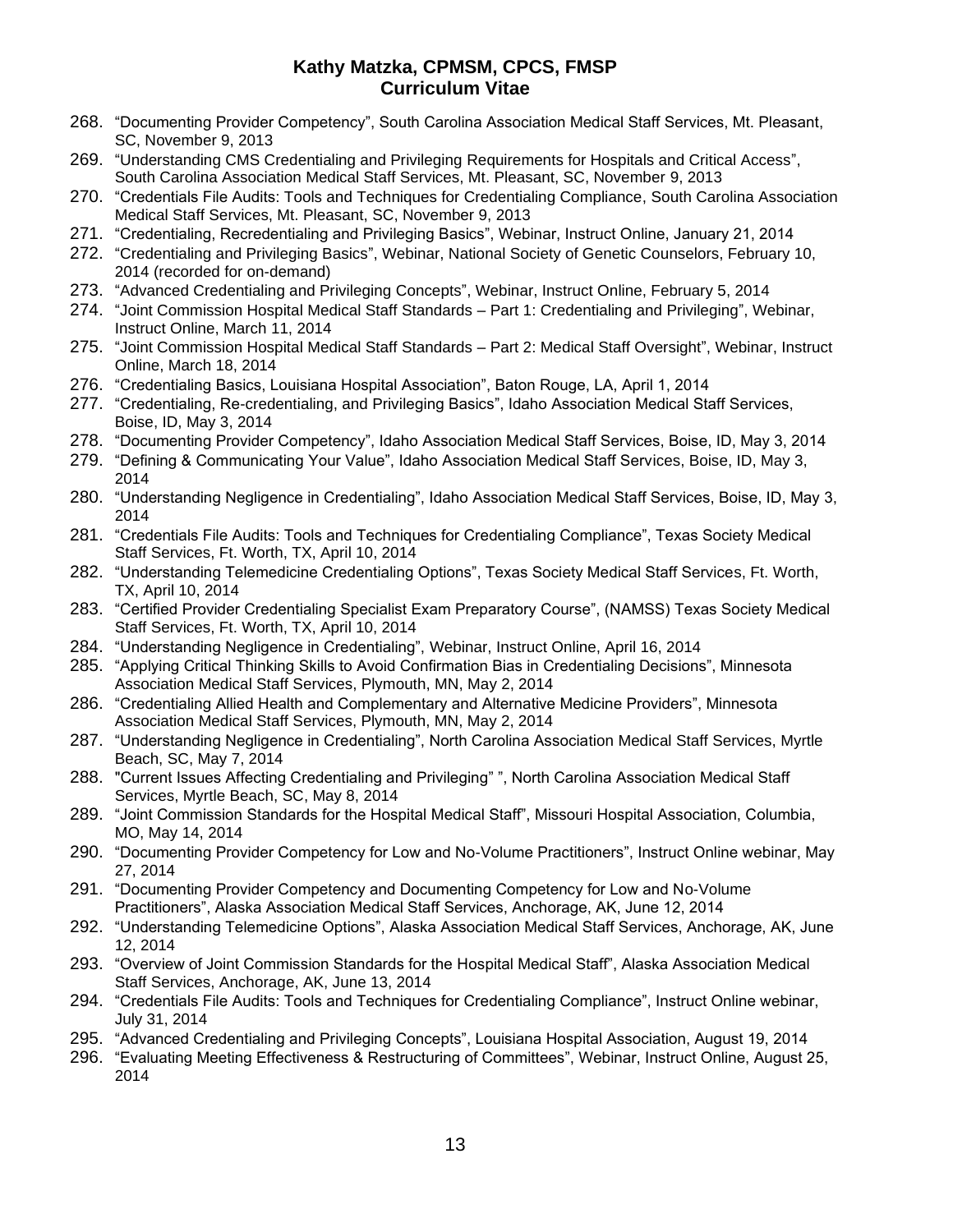268. "Documenting Provider Competency", South Carolina Association Medical Staff Services, Mt. Pleasant, SC, November 9, 2013
269. "Understanding CMS Credentialing and Privileging Requirements for Hospitals and Critical Access", South Carolina Association Medical Staff Services, Mt. Pleasant, SC, November 9, 2013
270. "Credentials File Audits: Tools and Techniques for Credentialing Compliance, South Carolina Association Medical Staff Services, Mt. Pleasant, SC, November 9, 2013
271. "Credentialing, Recredentialing and Privileging Basics", Webinar, Instruct Online, January 21, 2014
272. "Credentialing and Privileging Basics", Webinar, National Society of Genetic Counselors, February 10, 2014 (recorded for on-demand)
273. "Advanced Credentialing and Privileging Concepts", Webinar, Instruct Online, February 5, 2014
274. "Joint Commission Hospital Medical Staff Standards – Part 1: Credentialing and Privileging", Webinar, Instruct Online, March 11, 2014
275. "Joint Commission Hospital Medical Staff Standards – Part 2: Medical Staff Oversight", Webinar, Instruct Online, March 18, 2014
276. "Credentialing Basics, Louisiana Hospital Association", Baton Rouge, LA, April 1, 2014
277. "Credentialing, Re-credentialing, and Privileging Basics", Idaho Association Medical Staff Services, Boise, ID, May 3, 2014
278. "Documenting Provider Competency", Idaho Association Medical Staff Services, Boise, ID, May 3, 2014
279. "Defining & Communicating Your Value", Idaho Association Medical Staff Services, Boise, ID, May 3, 2014
280. "Understanding Negligence in Credentialing", Idaho Association Medical Staff Services, Boise, ID, May 3, 2014
281. "Credentials File Audits: Tools and Techniques for Credentialing Compliance", Texas Society Medical Staff Services, Ft. Worth, TX, April 10, 2014
282. "Understanding Telemedicine Credentialing Options", Texas Society Medical Staff Services, Ft. Worth, TX, April 10, 2014
283. "Certified Provider Credentialing Specialist Exam Preparatory Course", (NAMSS) Texas Society Medical Staff Services, Ft. Worth, TX, April 10, 2014
284. "Understanding Negligence in Credentialing", Webinar, Instruct Online, April 16, 2014
285. "Applying Critical Thinking Skills to Avoid Confirmation Bias in Credentialing Decisions", Minnesota Association Medical Staff Services, Plymouth, MN, May 2, 2014
286. "Credentialing Allied Health and Complementary and Alternative Medicine Providers", Minnesota Association Medical Staff Services, Plymouth, MN, May 2, 2014
287. "Understanding Negligence in Credentialing", North Carolina Association Medical Staff Services, Myrtle Beach, SC, May 7, 2014
288. "Current Issues Affecting Credentialing and Privileging" ", North Carolina Association Medical Staff Services, Myrtle Beach, SC, May 8, 2014
289. "Joint Commission Standards for the Hospital Medical Staff", Missouri Hospital Association, Columbia, MO, May 14, 2014
290. "Documenting Provider Competency for Low and No-Volume Practitioners", Instruct Online webinar, May 27, 2014
291. "Documenting Provider Competency and Documenting Competency for Low and No-Volume Practitioners", Alaska Association Medical Staff Services, Anchorage, AK, June 12, 2014
292. "Understanding Telemedicine Options", Alaska Association Medical Staff Services, Anchorage, AK, June 12, 2014
293. "Overview of Joint Commission Standards for the Hospital Medical Staff", Alaska Association Medical Staff Services, Anchorage, AK, June 13, 2014
294. "Credentials File Audits: Tools and Techniques for Credentialing Compliance", Instruct Online webinar, July 31, 2014
295. "Advanced Credentialing and Privileging Concepts", Louisiana Hospital Association, August 19, 2014
296. "Evaluating Meeting Effectiveness & Restructuring of Committees", Webinar, Instruct Online, August 25, 2014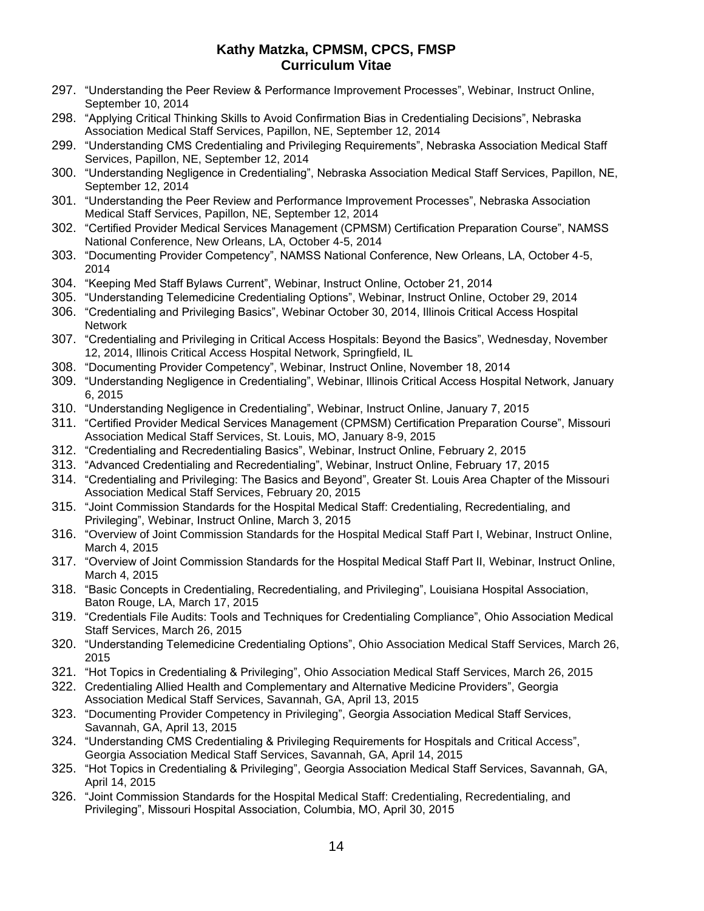297. "Understanding the Peer Review & Performance Improvement Processes", Webinar, Instruct Online, September 10, 2014
298. "Applying Critical Thinking Skills to Avoid Confirmation Bias in Credentialing Decisions", Nebraska Association Medical Staff Services, Papillon, NE, September 12, 2014
299. "Understanding CMS Credentialing and Privileging Requirements", Nebraska Association Medical Staff Services, Papillon, NE, September 12, 2014
300. "Understanding Negligence in Credentialing", Nebraska Association Medical Staff Services, Papillon, NE, September 12, 2014
301. "Understanding the Peer Review and Performance Improvement Processes", Nebraska Association Medical Staff Services, Papillon, NE, September 12, 2014
302. "Certified Provider Medical Services Management (CPMSM) Certification Preparation Course", NAMSS National Conference, New Orleans, LA, October 4-5, 2014
303. "Documenting Provider Competency", NAMSS National Conference, New Orleans, LA, October 4-5, 2014
304. "Keeping Med Staff Bylaws Current", Webinar, Instruct Online, October 21, 2014
305. "Understanding Telemedicine Credentialing Options", Webinar, Instruct Online, October 29, 2014
306. "Credentialing and Privileging Basics", Webinar October 30, 2014, Illinois Critical Access Hospital Network
307. "Credentialing and Privileging in Critical Access Hospitals: Beyond the Basics", Wednesday, November 12, 2014, Illinois Critical Access Hospital Network, Springfield, IL
308. "Documenting Provider Competency", Webinar, Instruct Online, November 18, 2014
309. "Understanding Negligence in Credentialing", Webinar, Illinois Critical Access Hospital Network, January 6, 2015
310. "Understanding Negligence in Credentialing", Webinar, Instruct Online, January 7, 2015
311. "Certified Provider Medical Services Management (CPMSM) Certification Preparation Course", Missouri Association Medical Staff Services, St. Louis, MO, January 8-9, 2015
312. "Credentialing and Recredentialing Basics", Webinar, Instruct Online, February 2, 2015
313. "Advanced Credentialing and Recredentialing", Webinar, Instruct Online, February 17, 2015
314. "Credentialing and Privileging: The Basics and Beyond", Greater St. Louis Area Chapter of the Missouri Association Medical Staff Services, February 20, 2015
315. "Joint Commission Standards for the Hospital Medical Staff: Credentialing, Recredentialing, and Privileging", Webinar, Instruct Online, March 3, 2015
316. "Overview of Joint Commission Standards for the Hospital Medical Staff Part I, Webinar, Instruct Online, March 4, 2015
317. "Overview of Joint Commission Standards for the Hospital Medical Staff Part II, Webinar, Instruct Online, March 4, 2015
318. "Basic Concepts in Credentialing, Recredentialing, and Privileging", Louisiana Hospital Association, Baton Rouge, LA, March 17, 2015
319. "Credentials File Audits: Tools and Techniques for Credentialing Compliance", Ohio Association Medical Staff Services, March 26, 2015
320. "Understanding Telemedicine Credentialing Options", Ohio Association Medical Staff Services, March 26, 2015
321. "Hot Topics in Credentialing & Privileging", Ohio Association Medical Staff Services, March 26, 2015
322. Credentialing Allied Health and Complementary and Alternative Medicine Providers", Georgia Association Medical Staff Services, Savannah, GA, April 13, 2015
323. "Documenting Provider Competency in Privileging", Georgia Association Medical Staff Services, Savannah, GA, April 13, 2015
324. "Understanding CMS Credentialing & Privileging Requirements for Hospitals and Critical Access", Georgia Association Medical Staff Services, Savannah, GA, April 14, 2015
325. "Hot Topics in Credentialing & Privileging", Georgia Association Medical Staff Services, Savannah, GA, April 14, 2015
326. "Joint Commission Standards for the Hospital Medical Staff: Credentialing, Recredentialing, and Privileging", Missouri Hospital Association, Columbia, MO, April 30, 2015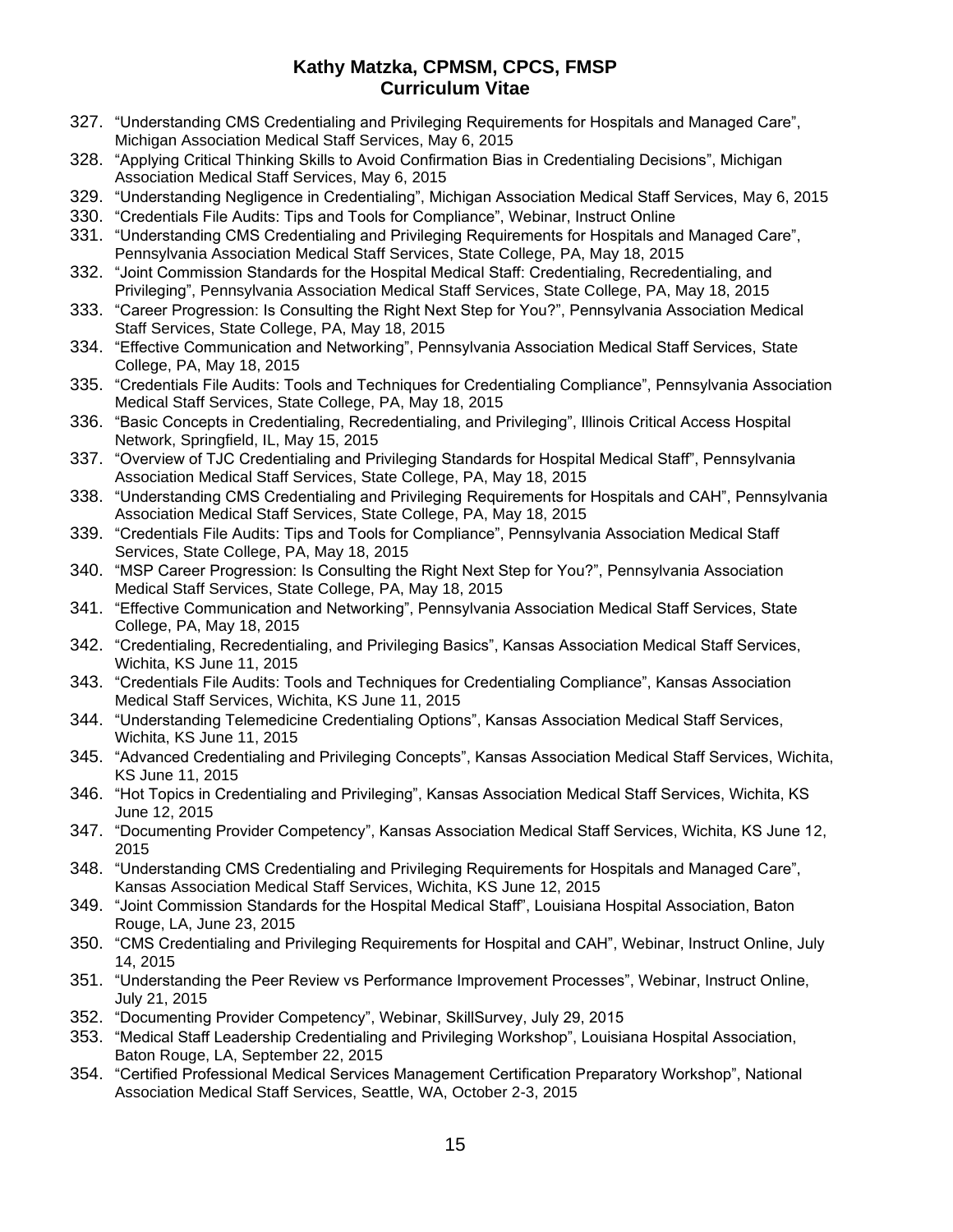327. "Understanding CMS Credentialing and Privileging Requirements for Hospitals and Managed Care", Michigan Association Medical Staff Services, May 6, 2015
328. "Applying Critical Thinking Skills to Avoid Confirmation Bias in Credentialing Decisions", Michigan Association Medical Staff Services, May 6, 2015
329. "Understanding Negligence in Credentialing", Michigan Association Medical Staff Services, May 6, 2015
330. "Credentials File Audits: Tips and Tools for Compliance", Webinar, Instruct Online
331. "Understanding CMS Credentialing and Privileging Requirements for Hospitals and Managed Care", Pennsylvania Association Medical Staff Services, State College, PA, May 18, 2015
332. "Joint Commission Standards for the Hospital Medical Staff: Credentialing, Recredentialing, and Privileging", Pennsylvania Association Medical Staff Services, State College, PA, May 18, 2015
333. "Career Progression: Is Consulting the Right Next Step for You?", Pennsylvania Association Medical Staff Services, State College, PA, May 18, 2015
334. "Effective Communication and Networking", Pennsylvania Association Medical Staff Services, State College, PA, May 18, 2015
335. "Credentials File Audits: Tools and Techniques for Credentialing Compliance", Pennsylvania Association Medical Staff Services, State College, PA, May 18, 2015
336. "Basic Concepts in Credentialing, Recredentialing, and Privileging", Illinois Critical Access Hospital Network, Springfield, IL, May 15, 2015
337. "Overview of TJC Credentialing and Privileging Standards for Hospital Medical Staff", Pennsylvania Association Medical Staff Services, State College, PA, May 18, 2015
338. "Understanding CMS Credentialing and Privileging Requirements for Hospitals and CAH", Pennsylvania Association Medical Staff Services, State College, PA, May 18, 2015
339. "Credentials File Audits: Tips and Tools for Compliance", Pennsylvania Association Medical Staff Services, State College, PA, May 18, 2015
340. "MSP Career Progression: Is Consulting the Right Next Step for You?", Pennsylvania Association Medical Staff Services, State College, PA, May 18, 2015
341. "Effective Communication and Networking", Pennsylvania Association Medical Staff Services, State College, PA, May 18, 2015
342. "Credentialing, Recredentialing, and Privileging Basics", Kansas Association Medical Staff Services, Wichita, KS June 11, 2015
343. "Credentials File Audits: Tools and Techniques for Credentialing Compliance", Kansas Association Medical Staff Services, Wichita, KS June 11, 2015
344. "Understanding Telemedicine Credentialing Options", Kansas Association Medical Staff Services, Wichita, KS June 11, 2015
345. "Advanced Credentialing and Privileging Concepts", Kansas Association Medical Staff Services, Wichita, KS June 11, 2015
346. "Hot Topics in Credentialing and Privileging", Kansas Association Medical Staff Services, Wichita, KS June 12, 2015
347. "Documenting Provider Competency", Kansas Association Medical Staff Services, Wichita, KS June 12, 2015
348. "Understanding CMS Credentialing and Privileging Requirements for Hospitals and Managed Care", Kansas Association Medical Staff Services, Wichita, KS June 12, 2015
349. "Joint Commission Standards for the Hospital Medical Staff", Louisiana Hospital Association, Baton Rouge, LA, June 23, 2015
350. "CMS Credentialing and Privileging Requirements for Hospital and CAH", Webinar, Instruct Online, July 14, 2015
351. "Understanding the Peer Review vs Performance Improvement Processes", Webinar, Instruct Online, July 21, 2015
352. "Documenting Provider Competency", Webinar, SkillSurvey, July 29, 2015
353. "Medical Staff Leadership Credentialing and Privileging Workshop", Louisiana Hospital Association, Baton Rouge, LA, September 22, 2015
354. "Certified Professional Medical Services Management Certification Preparatory Workshop", National Association Medical Staff Services, Seattle, WA, October 2-3, 2015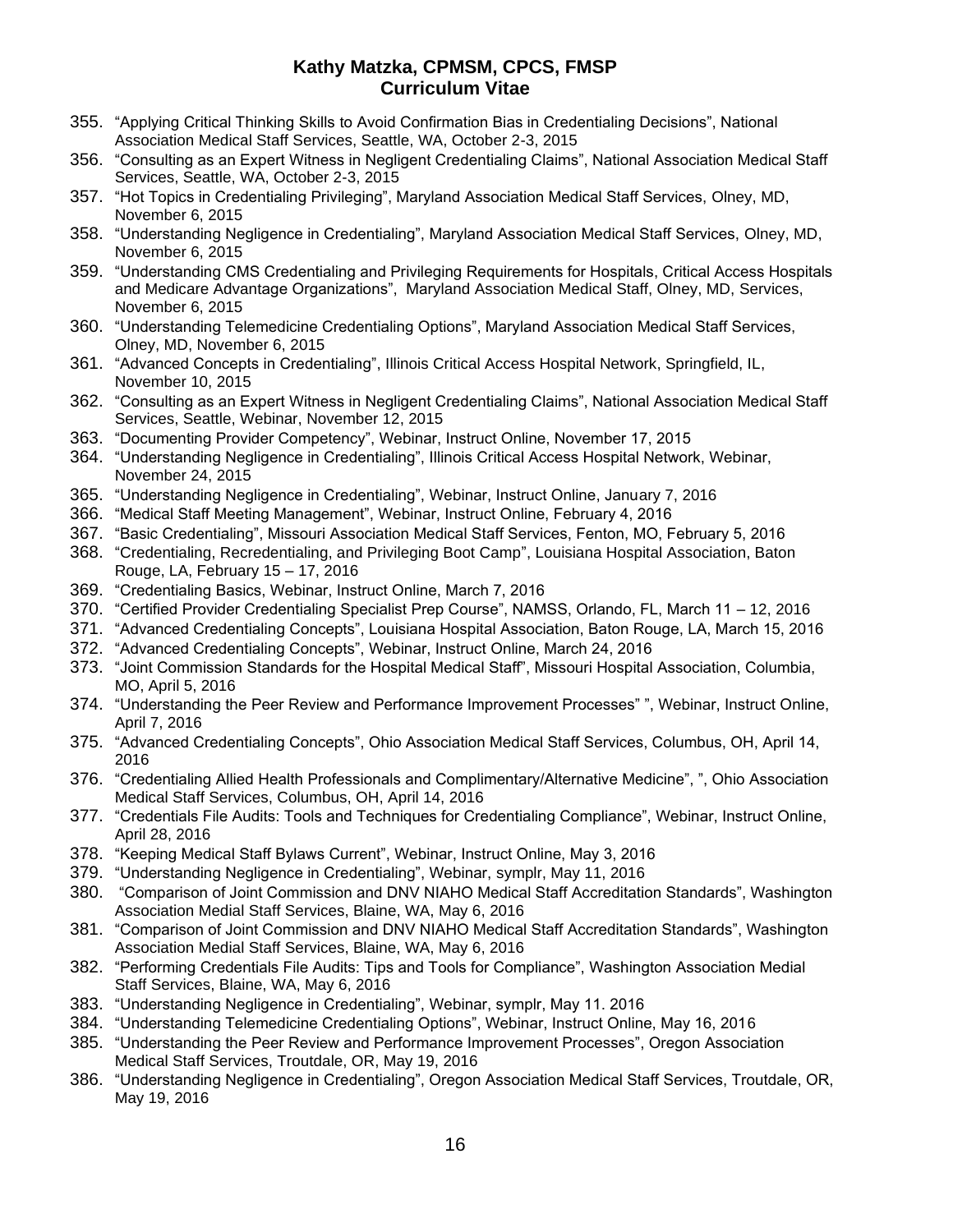355. "Applying Critical Thinking Skills to Avoid Confirmation Bias in Credentialing Decisions", National Association Medical Staff Services, Seattle, WA, October 2-3, 2015
356. "Consulting as an Expert Witness in Negligent Credentialing Claims", National Association Medical Staff Services, Seattle, WA, October 2-3, 2015
357. "Hot Topics in Credentialing Privileging", Maryland Association Medical Staff Services, Olney, MD, November 6, 2015
358. "Understanding Negligence in Credentialing", Maryland Association Medical Staff Services, Olney, MD, November 6, 2015
359. "Understanding CMS Credentialing and Privileging Requirements for Hospitals, Critical Access Hospitals and Medicare Advantage Organizations", Maryland Association Medical Staff, Olney, MD, Services, November 6, 2015
360. "Understanding Telemedicine Credentialing Options", Maryland Association Medical Staff Services, Olney, MD, November 6, 2015
361. "Advanced Concepts in Credentialing", Illinois Critical Access Hospital Network, Springfield, IL, November 10, 2015
362. "Consulting as an Expert Witness in Negligent Credentialing Claims", National Association Medical Staff Services, Seattle, Webinar, November 12, 2015
363. "Documenting Provider Competency", Webinar, Instruct Online, November 17, 2015
364. "Understanding Negligence in Credentialing", Illinois Critical Access Hospital Network, Webinar, November 24, 2015
365. "Understanding Negligence in Credentialing", Webinar, Instruct Online, January 7, 2016
366. "Medical Staff Meeting Management", Webinar, Instruct Online, February 4, 2016
367. "Basic Credentialing", Missouri Association Medical Staff Services, Fenton, MO, February 5, 2016
368. "Credentialing, Recredentialing, and Privileging Boot Camp", Louisiana Hospital Association, Baton Rouge, LA, February 15 – 17, 2016
369. "Credentialing Basics, Webinar, Instruct Online, March 7, 2016
370. "Certified Provider Credentialing Specialist Prep Course", NAMSS, Orlando, FL, March 11 – 12, 2016
371. "Advanced Credentialing Concepts", Louisiana Hospital Association, Baton Rouge, LA, March 15, 2016
372. "Advanced Credentialing Concepts", Webinar, Instruct Online, March 24, 2016
373. "Joint Commission Standards for the Hospital Medical Staff", Missouri Hospital Association, Columbia, MO, April 5, 2016
374. "Understanding the Peer Review and Performance Improvement Processes" ", Webinar, Instruct Online, April 7, 2016
375. "Advanced Credentialing Concepts", Ohio Association Medical Staff Services, Columbus, OH, April 14, 2016
376. "Credentialing Allied Health Professionals and Complimentary/Alternative Medicine", ", Ohio Association Medical Staff Services, Columbus, OH, April 14, 2016
377. "Credentials File Audits: Tools and Techniques for Credentialing Compliance", Webinar, Instruct Online, April 28, 2016
378. "Keeping Medical Staff Bylaws Current", Webinar, Instruct Online, May 3, 2016
379. "Understanding Negligence in Credentialing", Webinar, symplr, May 11, 2016
380. "Comparison of Joint Commission and DNV NIAHO Medical Staff Accreditation Standards", Washington Association Medial Staff Services, Blaine, WA, May 6, 2016
381. "Comparison of Joint Commission and DNV NIAHO Medical Staff Accreditation Standards", Washington Association Medial Staff Services, Blaine, WA, May 6, 2016
382. "Performing Credentials File Audits: Tips and Tools for Compliance", Washington Association Medial Staff Services, Blaine, WA, May 6, 2016
383. "Understanding Negligence in Credentialing", Webinar, symplr, May 11. 2016
384. "Understanding Telemedicine Credentialing Options", Webinar, Instruct Online, May 16, 2016
385. "Understanding the Peer Review and Performance Improvement Processes", Oregon Association Medical Staff Services, Troutdale, OR, May 19, 2016
386. "Understanding Negligence in Credentialing", Oregon Association Medical Staff Services, Troutdale, OR, May 19, 2016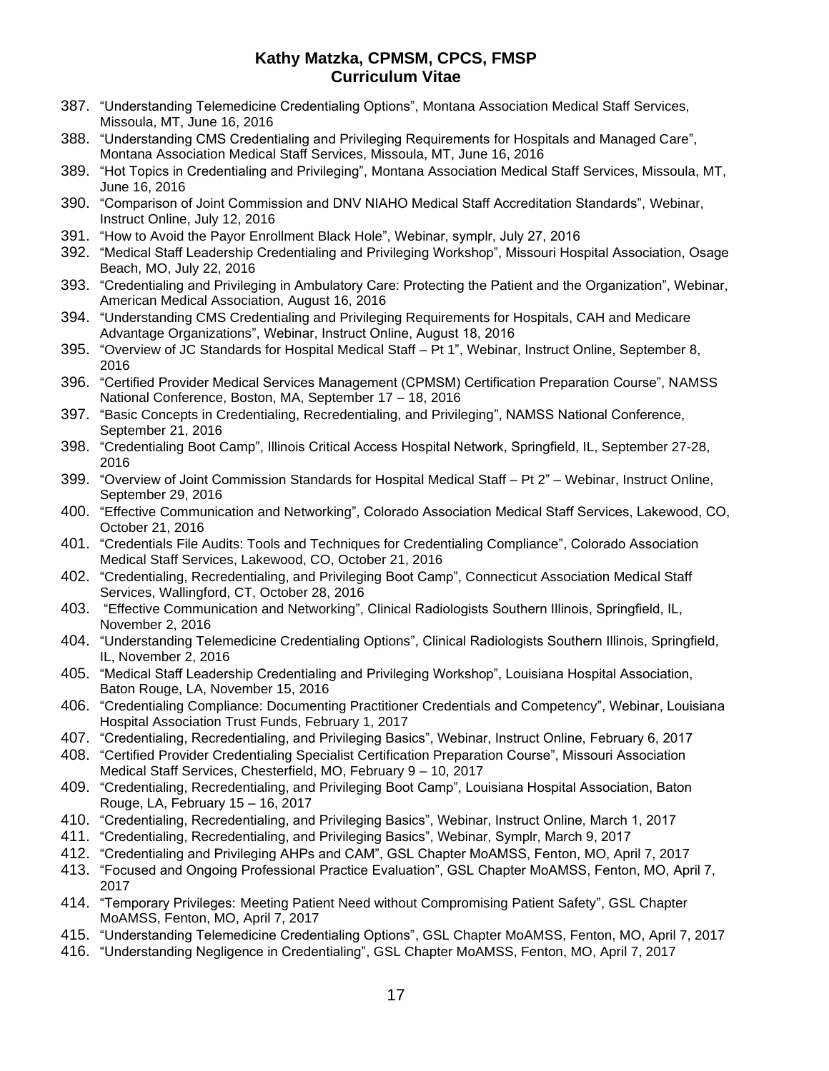387. "Understanding Telemedicine Credentialing Options", Montana Association Medical Staff Services, Missoula, MT, June 16, 2016
388. "Understanding CMS Credentialing and Privileging Requirements for Hospitals and Managed Care", Montana Association Medical Staff Services, Missoula, MT, June 16, 2016
389. "Hot Topics in Credentialing and Privileging", Montana Association Medical Staff Services, Missoula, MT, June 16, 2016
390. "Comparison of Joint Commission and DNV NIAHO Medical Staff Accreditation Standards", Webinar, Instruct Online, July 12, 2016
391. "How to Avoid the Payor Enrollment Black Hole", Webinar, symplr, July 27, 2016
392. "Medical Staff Leadership Credentialing and Privileging Workshop", Missouri Hospital Association, Osage Beach, MO, July 22, 2016
393. "Credentialing and Privileging in Ambulatory Care: Protecting the Patient and the Organization", Webinar, American Medical Association, August 16, 2016
394. "Understanding CMS Credentialing and Privileging Requirements for Hospitals, CAH and Medicare Advantage Organizations", Webinar, Instruct Online, August 18, 2016
395. "Overview of JC Standards for Hospital Medical Staff – Pt 1", Webinar, Instruct Online, September 8, 2016
396. "Certified Provider Medical Services Management (CPMSM) Certification Preparation Course", NAMSS National Conference, Boston, MA, September 17 – 18, 2016
397. "Basic Concepts in Credentialing, Recredentialing, and Privileging", NAMSS National Conference, September 21, 2016
398. "Credentialing Boot Camp", Illinois Critical Access Hospital Network, Springfield, IL, September 27-28, 2016
399. "Overview of Joint Commission Standards for Hospital Medical Staff – Pt 2" – Webinar, Instruct Online, September 29, 2016
400. "Effective Communication and Networking", Colorado Association Medical Staff Services, Lakewood, CO, October 21, 2016
401. "Credentials File Audits: Tools and Techniques for Credentialing Compliance", Colorado Association Medical Staff Services, Lakewood, CO, October 21, 2016
402. "Credentialing, Recredentialing, and Privileging Boot Camp", Connecticut Association Medical Staff Services, Wallingford, CT, October 28, 2016
403. "Effective Communication and Networking", Clinical Radiologists Southern Illinois, Springfield, IL, November 2, 2016
404. "Understanding Telemedicine Credentialing Options", Clinical Radiologists Southern Illinois, Springfield, IL, November 2, 2016
405. "Medical Staff Leadership Credentialing and Privileging Workshop", Louisiana Hospital Association, Baton Rouge, LA, November 15, 2016
406. "Credentialing Compliance: Documenting Practitioner Credentials and Competency", Webinar, Louisiana Hospital Association Trust Funds, February 1, 2017
407. "Credentialing, Recredentialing, and Privileging Basics", Webinar, Instruct Online, February 6, 2017
408. "Certified Provider Credentialing Specialist Certification Preparation Course", Missouri Association Medical Staff Services, Chesterfield, MO, February 9 – 10, 2017
409. "Credentialing, Recredentialing, and Privileging Boot Camp", Louisiana Hospital Association, Baton Rouge, LA, February 15 – 16, 2017
410. "Credentialing, Recredentialing, and Privileging Basics", Webinar, Instruct Online, March 1, 2017
411. "Credentialing, Recredentialing, and Privileging Basics", Webinar, Symplr, March 9, 2017
412. "Credentialing and Privileging AHPs and CAM", GSL Chapter MoAMSS, Fenton, MO, April 7, 2017
413. "Focused and Ongoing Professional Practice Evaluation", GSL Chapter MoAMSS, Fenton, MO, April 7, 2017
414. "Temporary Privileges: Meeting Patient Need without Compromising Patient Safety", GSL Chapter MoAMSS, Fenton, MO, April 7, 2017
415. "Understanding Telemedicine Credentialing Options", GSL Chapter MoAMSS, Fenton, MO, April 7, 2017
416. "Understanding Negligence in Credentialing", GSL Chapter MoAMSS, Fenton, MO, April 7, 2017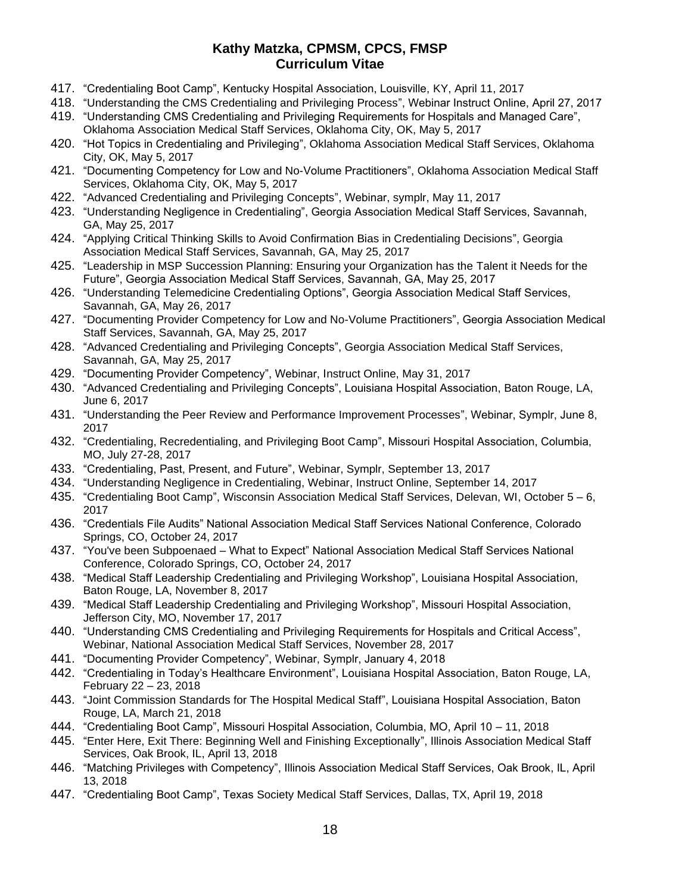417. “Credentialing Boot Camp”, Kentucky Hospital Association, Louisville, KY, April 11, 2017
418. “Understanding the CMS Credentialing and Privileging Process”, Webinar Instruct Online, April 27, 2017
419. “Understanding CMS Credentialing and Privileging Requirements for Hospitals and Managed Care”, Oklahoma Association Medical Staff Services, Oklahoma City, OK, May 5, 2017
420. “Hot Topics in Credentialing and Privileging”, Oklahoma Association Medical Staff Services, Oklahoma City, OK, May 5, 2017
421. “Documenting Competency for Low and No-Volume Practitioners”, Oklahoma Association Medical Staff Services, Oklahoma City, OK, May 5, 2017
422. “Advanced Credentialing and Privileging Concepts”, Webinar, symplr, May 11, 2017
423. “Understanding Negligence in Credentialing”, Georgia Association Medical Staff Services, Savannah, GA, May 25, 2017
424. “Applying Critical Thinking Skills to Avoid Confirmation Bias in Credentialing Decisions”, Georgia Association Medical Staff Services, Savannah, GA, May 25, 2017
425. “Leadership in MSP Succession Planning: Ensuring your Organization has the Talent it Needs for the Future”, Georgia Association Medical Staff Services, Savannah, GA, May 25, 2017
426. “Understanding Telemedicine Credentialing Options”, Georgia Association Medical Staff Services, Savannah, GA, May 26, 2017
427. “Documenting Provider Competency for Low and No-Volume Practitioners”, Georgia Association Medical Staff Services, Savannah, GA, May 25, 2017
428. “Advanced Credentialing and Privileging Concepts”, Georgia Association Medical Staff Services, Savannah, GA, May 25, 2017
429. “Documenting Provider Competency”, Webinar, Instruct Online, May 31, 2017
430. “Advanced Credentialing and Privileging Concepts”, Louisiana Hospital Association, Baton Rouge, LA, June 6, 2017
431. “Understanding the Peer Review and Performance Improvement Processes”, Webinar, Symplr, June 8, 2017
432. “Credentialing, Recredentialing, and Privileging Boot Camp”, Missouri Hospital Association, Columbia, MO, July 27-28, 2017
433. “Credentialing, Past, Present, and Future”, Webinar, Symplr, September 13, 2017
434. “Understanding Negligence in Credentialing, Webinar, Instruct Online, September 14, 2017
435. “Credentialing Boot Camp”, Wisconsin Association Medical Staff Services, Delevan, WI, October 5 – 6, 2017
436. “Credentials File Audits” National Association Medical Staff Services National Conference, Colorado Springs, CO, October 24, 2017
437. “You've been Subpoenaed – What to Expect” National Association Medical Staff Services National Conference, Colorado Springs, CO, October 24, 2017
438. “Medical Staff Leadership Credentialing and Privileging Workshop”, Louisiana Hospital Association, Baton Rouge, LA, November 8, 2017
439. “Medical Staff Leadership Credentialing and Privileging Workshop”, Missouri Hospital Association, Jefferson City, MO, November 17, 2017
440. “Understanding CMS Credentialing and Privileging Requirements for Hospitals and Critical Access”, Webinar, National Association Medical Staff Services, November 28, 2017
441. “Documenting Provider Competency”, Webinar, Symplr, January 4, 2018
442. “Credentialing in Today’s Healthcare Environment”, Louisiana Hospital Association, Baton Rouge, LA, February 22 – 23, 2018
443. “Joint Commission Standards for The Hospital Medical Staff”, Louisiana Hospital Association, Baton Rouge, LA, March 21, 2018
444. “Credentialing Boot Camp”, Missouri Hospital Association, Columbia, MO, April 10 – 11, 2018
445. “Enter Here, Exit There: Beginning Well and Finishing Exceptionally”, Illinois Association Medical Staff Services, Oak Brook, IL, April 13, 2018
446. “Matching Privileges with Competency”, Illinois Association Medical Staff Services, Oak Brook, IL, April 13, 2018
447. “Credentialing Boot Camp”, Texas Society Medical Staff Services, Dallas, TX, April 19, 2018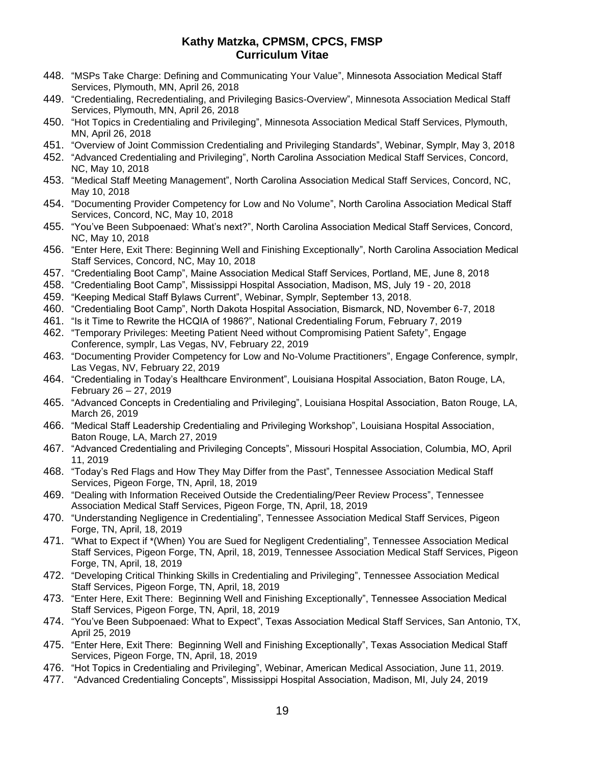448. "MSPs Take Charge: Defining and Communicating Your Value", Minnesota Association Medical Staff Services, Plymouth, MN, April 26, 2018
449. "Credentialing, Recredentialing, and Privileging Basics-Overview", Minnesota Association Medical Staff Services, Plymouth, MN, April 26, 2018
450. "Hot Topics in Credentialing and Privileging", Minnesota Association Medical Staff Services, Plymouth, MN, April 26, 2018
451. "Overview of Joint Commission Credentialing and Privileging Standards", Webinar, Symplr, May 3, 2018
452. "Advanced Credentialing and Privileging", North Carolina Association Medical Staff Services, Concord, NC, May 10, 2018
453. "Medical Staff Meeting Management", North Carolina Association Medical Staff Services, Concord, NC, May 10, 2018
454. "Documenting Provider Competency for Low and No Volume", North Carolina Association Medical Staff Services, Concord, NC, May 10, 2018
455. "You've Been Subpoenaed: What's next?", North Carolina Association Medical Staff Services, Concord, NC, May 10, 2018
456. "Enter Here, Exit There: Beginning Well and Finishing Exceptionally", North Carolina Association Medical Staff Services, Concord, NC, May 10, 2018
457. "Credentialing Boot Camp", Maine Association Medical Staff Services, Portland, ME, June 8, 2018
458. "Credentialing Boot Camp", Mississippi Hospital Association, Madison, MS, July 19 - 20, 2018
459. "Keeping Medical Staff Bylaws Current", Webinar, Symplr, September 13, 2018.
460. "Credentialing Boot Camp", North Dakota Hospital Association, Bismarck, ND, November 6-7, 2018
461. "Is it Time to Rewrite the HCQIA of 1986?", National Credentialing Forum, February 7, 2019
462. "Temporary Privileges: Meeting Patient Need without Compromising Patient Safety", Engage Conference, symplr, Las Vegas, NV, February 22, 2019
463. "Documenting Provider Competency for Low and No-Volume Practitioners", Engage Conference, symplr, Las Vegas, NV, February 22, 2019
464. "Credentialing in Today's Healthcare Environment", Louisiana Hospital Association, Baton Rouge, LA, February 26 – 27, 2019
465. "Advanced Concepts in Credentialing and Privileging", Louisiana Hospital Association, Baton Rouge, LA, March 26, 2019
466. "Medical Staff Leadership Credentialing and Privileging Workshop", Louisiana Hospital Association, Baton Rouge, LA, March 27, 2019
467. "Advanced Credentialing and Privileging Concepts", Missouri Hospital Association, Columbia, MO, April 11, 2019
468. "Today's Red Flags and How They May Differ from the Past", Tennessee Association Medical Staff Services, Pigeon Forge, TN, April, 18, 2019
469. "Dealing with Information Received Outside the Credentialing/Peer Review Process", Tennessee Association Medical Staff Services, Pigeon Forge, TN, April, 18, 2019
470. "Understanding Negligence in Credentialing", Tennessee Association Medical Staff Services, Pigeon Forge, TN, April, 18, 2019
471. "What to Expect if *(When) You are Sued for Negligent Credentialing", Tennessee Association Medical Staff Services, Pigeon Forge, TN, April, 18, 2019, Tennessee Association Medical Staff Services, Pigeon Forge, TN, April, 18, 2019
472. "Developing Critical Thinking Skills in Credentialing and Privileging", Tennessee Association Medical Staff Services, Pigeon Forge, TN, April, 18, 2019
473. "Enter Here, Exit There: Beginning Well and Finishing Exceptionally", Tennessee Association Medical Staff Services, Pigeon Forge, TN, April, 18, 2019
474. "You've Been Subpoenaed: What to Expect", Texas Association Medical Staff Services, San Antonio, TX, April 25, 2019
475. "Enter Here, Exit There: Beginning Well and Finishing Exceptionally", Texas Association Medical Staff Services, Pigeon Forge, TN, April, 18, 2019
476. "Hot Topics in Credentialing and Privileging", Webinar, American Medical Association, June 11, 2019.
477. "Advanced Credentialing Concepts", Mississippi Hospital Association, Madison, MI, July 24, 2019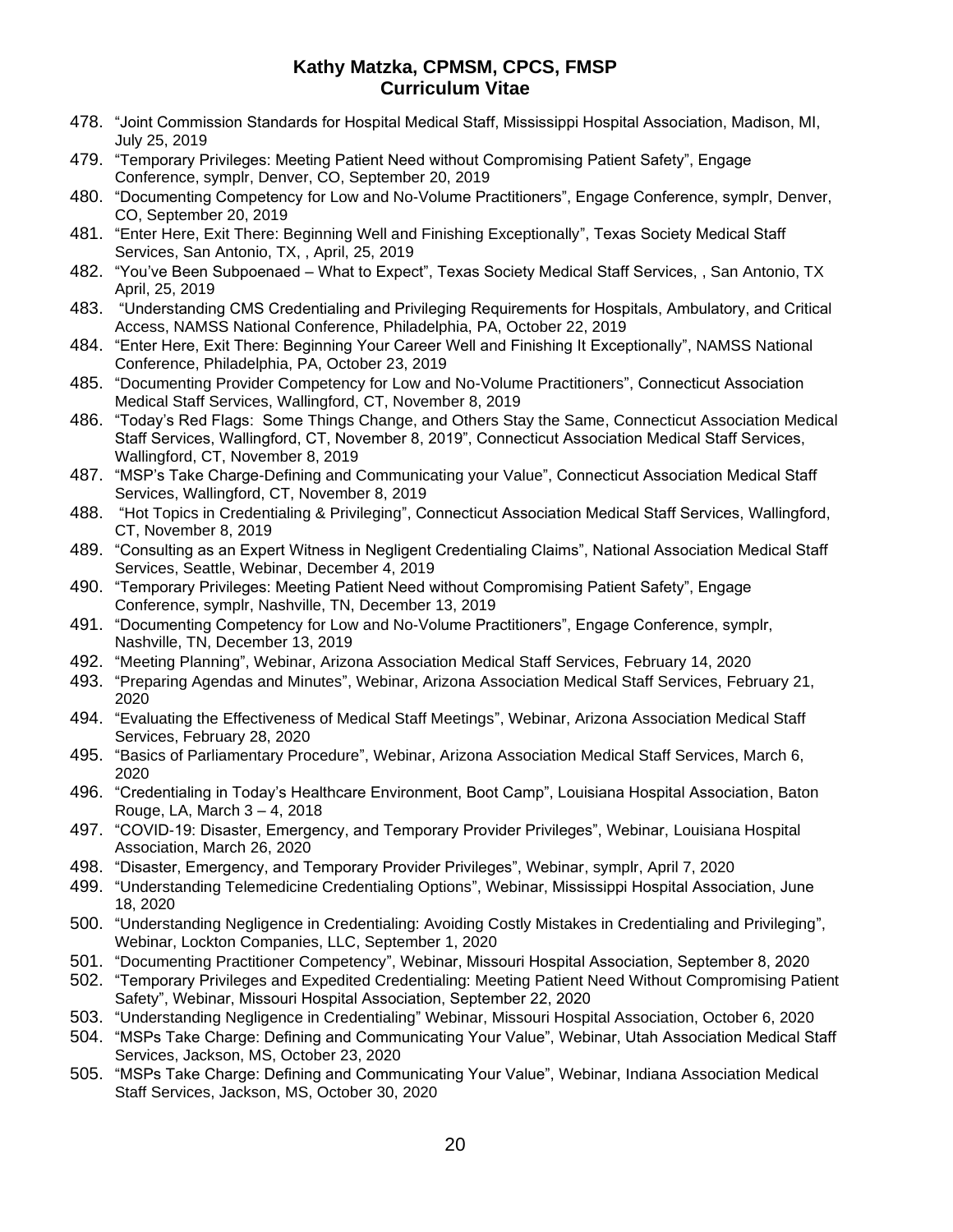478. "Joint Commission Standards for Hospital Medical Staff, Mississippi Hospital Association, Madison, MI, July 25, 2019
479. "Temporary Privileges: Meeting Patient Need without Compromising Patient Safety", Engage Conference, symplr, Denver, CO, September 20, 2019
480. "Documenting Competency for Low and No-Volume Practitioners", Engage Conference, symplr, Denver, CO, September 20, 2019
481. "Enter Here, Exit There: Beginning Well and Finishing Exceptionally", Texas Society Medical Staff Services, San Antonio, TX, , April, 25, 2019
482. "You've Been Subpoenaed – What to Expect", Texas Society Medical Staff Services, , San Antonio, TX April, 25, 2019
483. "Understanding CMS Credentialing and Privileging Requirements for Hospitals, Ambulatory, and Critical Access, NAMSS National Conference, Philadelphia, PA, October 22, 2019
484. "Enter Here, Exit There: Beginning Your Career Well and Finishing It Exceptionally", NAMSS National Conference, Philadelphia, PA, October 23, 2019
485. "Documenting Provider Competency for Low and No-Volume Practitioners", Connecticut Association Medical Staff Services, Wallingford, CT, November 8, 2019
486. "Today's Red Flags: Some Things Change, and Others Stay the Same, Connecticut Association Medical Staff Services, Wallingford, CT, November 8, 2019", Connecticut Association Medical Staff Services, Wallingford, CT, November 8, 2019
487. "MSP's Take Charge-Defining and Communicating your Value", Connecticut Association Medical Staff Services, Wallingford, CT, November 8, 2019
488. "Hot Topics in Credentialing & Privileging", Connecticut Association Medical Staff Services, Wallingford, CT, November 8, 2019
489. "Consulting as an Expert Witness in Negligent Credentialing Claims", National Association Medical Staff Services, Seattle, Webinar, December 4, 2019
490. "Temporary Privileges: Meeting Patient Need without Compromising Patient Safety", Engage Conference, symplr, Nashville, TN, December 13, 2019
491. "Documenting Competency for Low and No-Volume Practitioners", Engage Conference, symplr, Nashville, TN, December 13, 2019
492. "Meeting Planning", Webinar, Arizona Association Medical Staff Services, February 14, 2020
493. "Preparing Agendas and Minutes", Webinar, Arizona Association Medical Staff Services, February 21, 2020
494. "Evaluating the Effectiveness of Medical Staff Meetings", Webinar, Arizona Association Medical Staff Services, February 28, 2020
495. "Basics of Parliamentary Procedure", Webinar, Arizona Association Medical Staff Services, March 6, 2020
496. "Credentialing in Today's Healthcare Environment, Boot Camp", Louisiana Hospital Association, Baton Rouge, LA, March 3 – 4, 2018
497. "COVID-19: Disaster, Emergency, and Temporary Provider Privileges", Webinar, Louisiana Hospital Association, March 26, 2020
498. "Disaster, Emergency, and Temporary Provider Privileges", Webinar, symplr, April 7, 2020
499. "Understanding Telemedicine Credentialing Options", Webinar, Mississippi Hospital Association, June 18, 2020
500. "Understanding Negligence in Credentialing: Avoiding Costly Mistakes in Credentialing and Privileging", Webinar, Lockton Companies, LLC, September 1, 2020
501. "Documenting Practitioner Competency", Webinar, Missouri Hospital Association, September 8, 2020
502. "Temporary Privileges and Expedited Credentialing: Meeting Patient Need Without Compromising Patient Safety", Webinar, Missouri Hospital Association, September 22, 2020
503. "Understanding Negligence in Credentialing" Webinar, Missouri Hospital Association, October 6, 2020
504. "MSPs Take Charge: Defining and Communicating Your Value", Webinar, Utah Association Medical Staff Services, Jackson, MS, October 23, 2020
505. "MSPs Take Charge: Defining and Communicating Your Value", Webinar, Indiana Association Medical Staff Services, Jackson, MS, October 30, 2020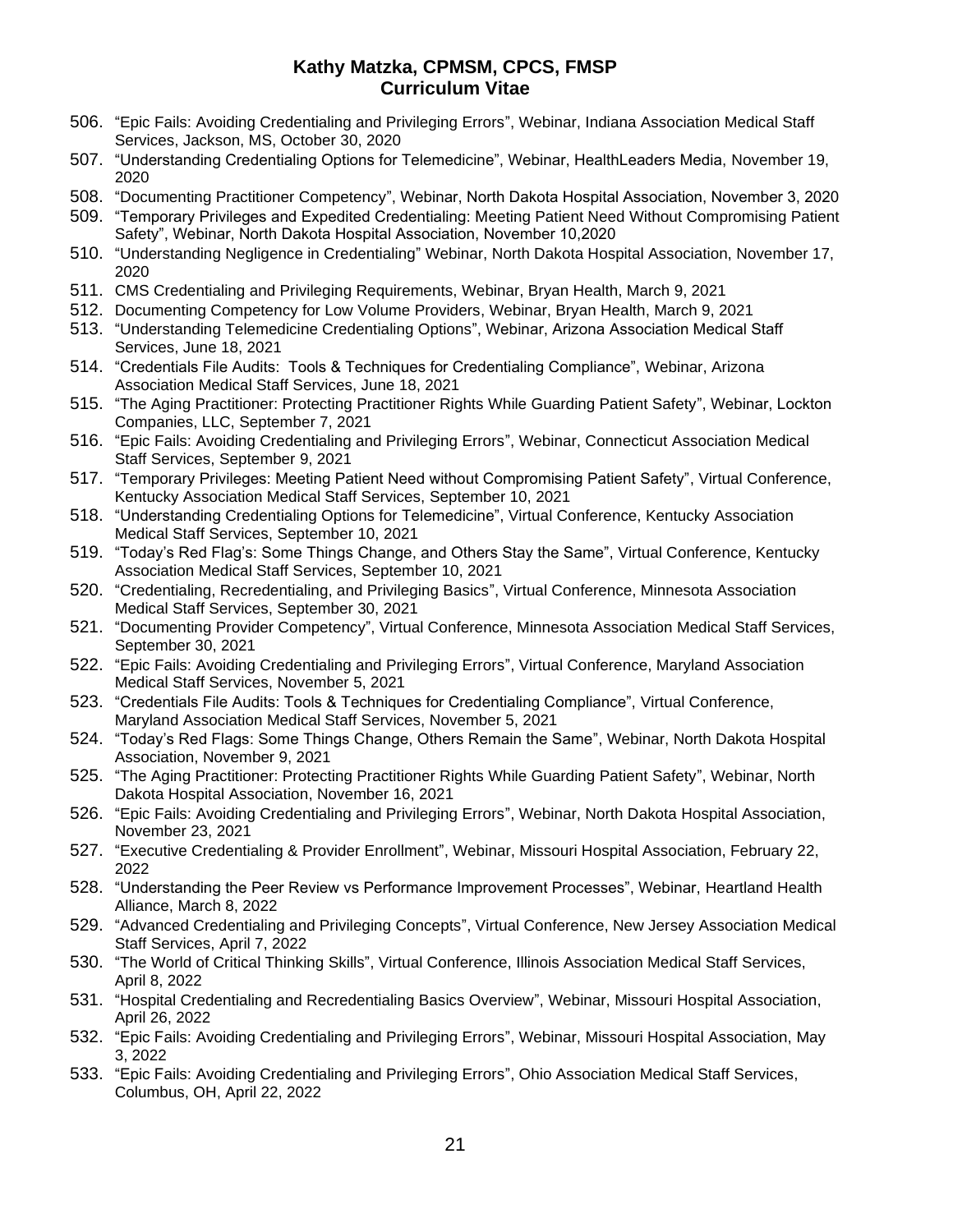506. "Epic Fails: Avoiding Credentialing and Privileging Errors", Webinar, Indiana Association Medical Staff Services, Jackson, MS, October 30, 2020
507. "Understanding Credentialing Options for Telemedicine", Webinar, HealthLeaders Media, November 19, 2020
508. "Documenting Practitioner Competency", Webinar, North Dakota Hospital Association, November 3, 2020
509. "Temporary Privileges and Expedited Credentialing: Meeting Patient Need Without Compromising Patient Safety", Webinar, North Dakota Hospital Association, November 10,2020
510. "Understanding Negligence in Credentialing" Webinar, North Dakota Hospital Association, November 17, 2020
511. CMS Credentialing and Privileging Requirements, Webinar, Bryan Health, March 9, 2021
512. Documenting Competency for Low Volume Providers, Webinar, Bryan Health, March 9, 2021
513. "Understanding Telemedicine Credentialing Options", Webinar, Arizona Association Medical Staff Services, June 18, 2021
514. "Credentials File Audits: Tools & Techniques for Credentialing Compliance", Webinar, Arizona Association Medical Staff Services, June 18, 2021
515. "The Aging Practitioner: Protecting Practitioner Rights While Guarding Patient Safety", Webinar, Lockton Companies, LLC, September 7, 2021
516. "Epic Fails: Avoiding Credentialing and Privileging Errors", Webinar, Connecticut Association Medical Staff Services, September 9, 2021
517. "Temporary Privileges: Meeting Patient Need without Compromising Patient Safety", Virtual Conference, Kentucky Association Medical Staff Services, September 10, 2021
518. "Understanding Credentialing Options for Telemedicine", Virtual Conference, Kentucky Association Medical Staff Services, September 10, 2021
519. "Today's Red Flag's: Some Things Change, and Others Stay the Same", Virtual Conference, Kentucky Association Medical Staff Services, September 10, 2021
520. "Credentialing, Recredentialing, and Privileging Basics", Virtual Conference, Minnesota Association Medical Staff Services, September 30, 2021
521. "Documenting Provider Competency", Virtual Conference, Minnesota Association Medical Staff Services, September 30, 2021
522. "Epic Fails: Avoiding Credentialing and Privileging Errors", Virtual Conference, Maryland Association Medical Staff Services, November 5, 2021
523. "Credentials File Audits: Tools & Techniques for Credentialing Compliance", Virtual Conference, Maryland Association Medical Staff Services, November 5, 2021
524. "Today's Red Flags: Some Things Change, Others Remain the Same", Webinar, North Dakota Hospital Association, November 9, 2021
525. "The Aging Practitioner: Protecting Practitioner Rights While Guarding Patient Safety", Webinar, North Dakota Hospital Association, November 16, 2021
526. "Epic Fails: Avoiding Credentialing and Privileging Errors", Webinar, North Dakota Hospital Association, November 23, 2021
527. "Executive Credentialing & Provider Enrollment", Webinar, Missouri Hospital Association, February 22, 2022
528. "Understanding the Peer Review vs Performance Improvement Processes", Webinar, Heartland Health Alliance, March 8, 2022
529. "Advanced Credentialing and Privileging Concepts", Virtual Conference, New Jersey Association Medical Staff Services, April 7, 2022
530. "The World of Critical Thinking Skills", Virtual Conference, Illinois Association Medical Staff Services, April 8, 2022
531. "Hospital Credentialing and Recredentialing Basics Overview", Webinar, Missouri Hospital Association, April 26, 2022
532. "Epic Fails: Avoiding Credentialing and Privileging Errors", Webinar, Missouri Hospital Association, May 3, 2022
533. "Epic Fails: Avoiding Credentialing and Privileging Errors", Ohio Association Medical Staff Services, Columbus, OH, April 22, 2022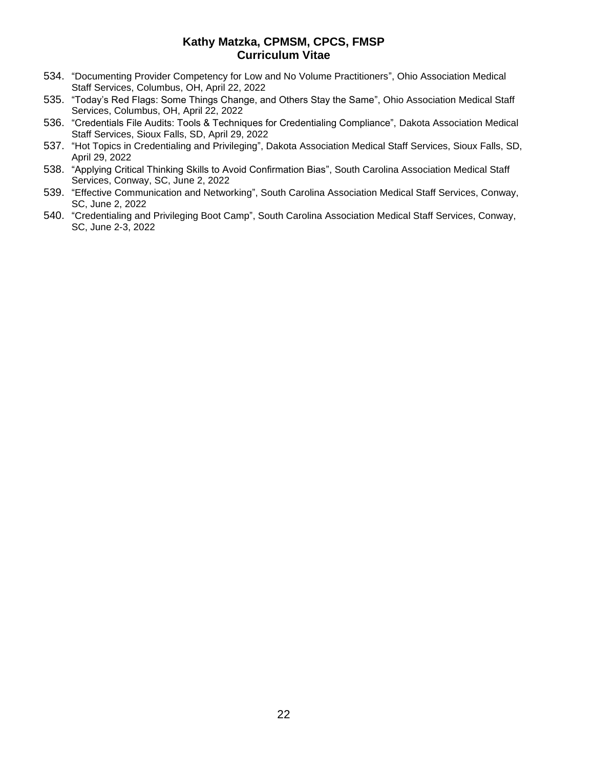534. “Documenting Provider Competency for Low and No Volume Practitioners”, Ohio Association Medical Staff Services, Columbus, OH, April 22, 2022
535. “Today’s Red Flags: Some Things Change, and Others Stay the Same”, Ohio Association Medical Staff Services, Columbus, OH, April 22, 2022
536. “Credentials File Audits: Tools & Techniques for Credentialing Compliance”, Dakota Association Medical Staff Services, Sioux Falls, SD, April 29, 2022
537. “Hot Topics in Credentialing and Privileging”, Dakota Association Medical Staff Services, Sioux Falls, SD, April 29, 2022
538. “Applying Critical Thinking Skills to Avoid Confirmation Bias”, South Carolina Association Medical Staff Services, Conway, SC, June 2, 2022
539. “Effective Communication and Networking”, South Carolina Association Medical Staff Services, Conway, SC, June 2, 2022
540. “Credentialing and Privileging Boot Camp”, South Carolina Association Medical Staff Services, Conway, SC, June 2-3, 2022